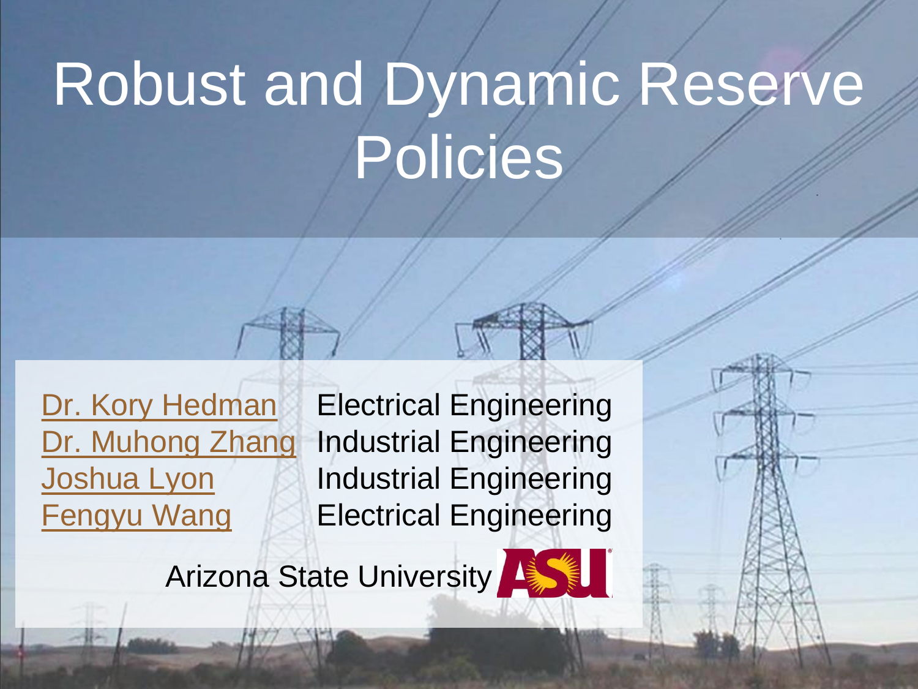# Robust and Dynamic Reserve Policies

| | |
|---|---|
| Dr. Kory Hedman | Electrical Engineering |
| Dr. Muhong Zhang | Industrial Engineering |
| Joshua Lyon | Industrial Engineering |
| Fengyu Wang | Electrical Engineering |

Arizona State University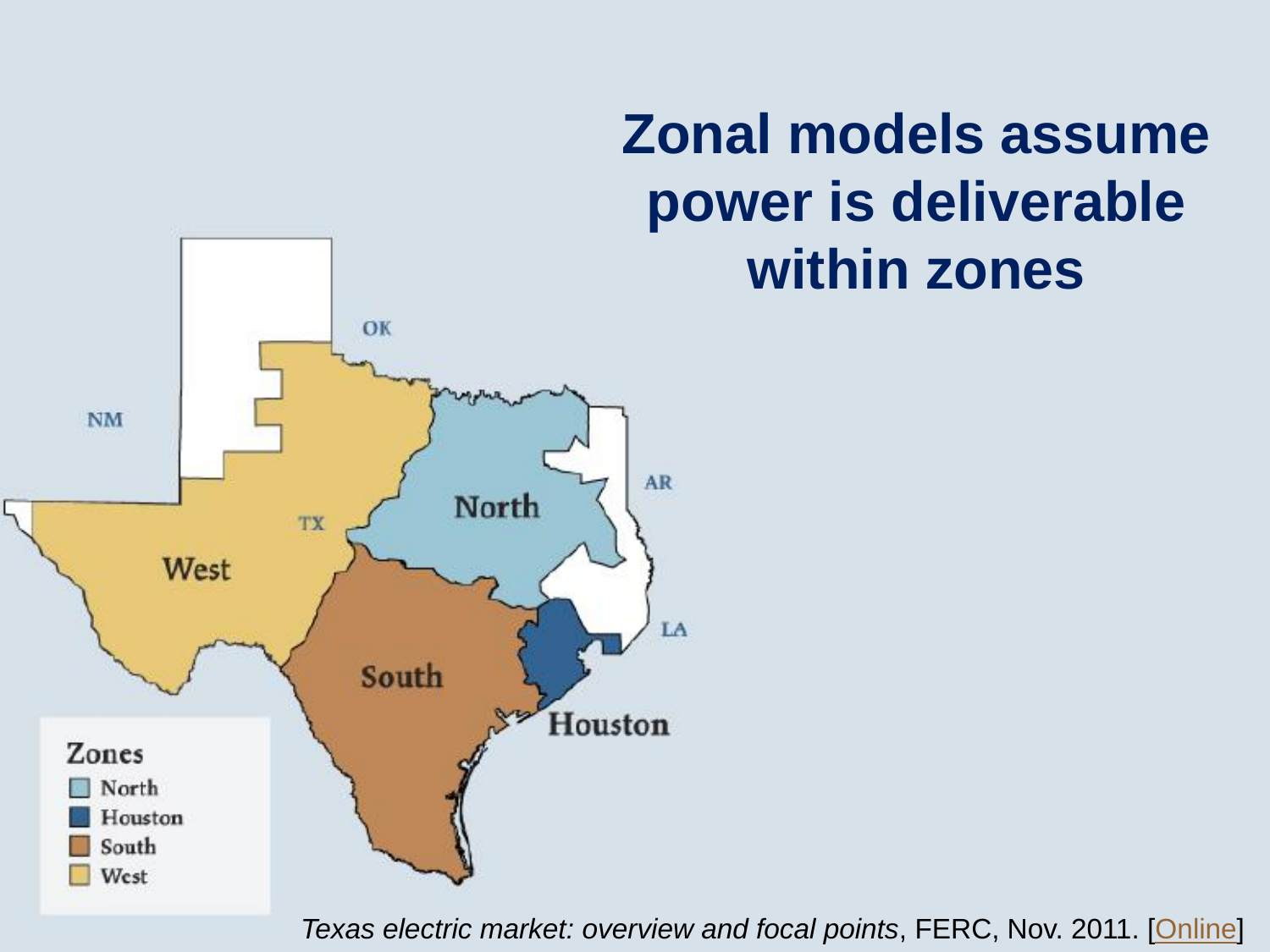# Zonal models assume power is deliverable within zones

Zones

- North
- Houston
- South
- West

*Texas electric market: overview and focal points*, FERC, Nov. 2011. [Online]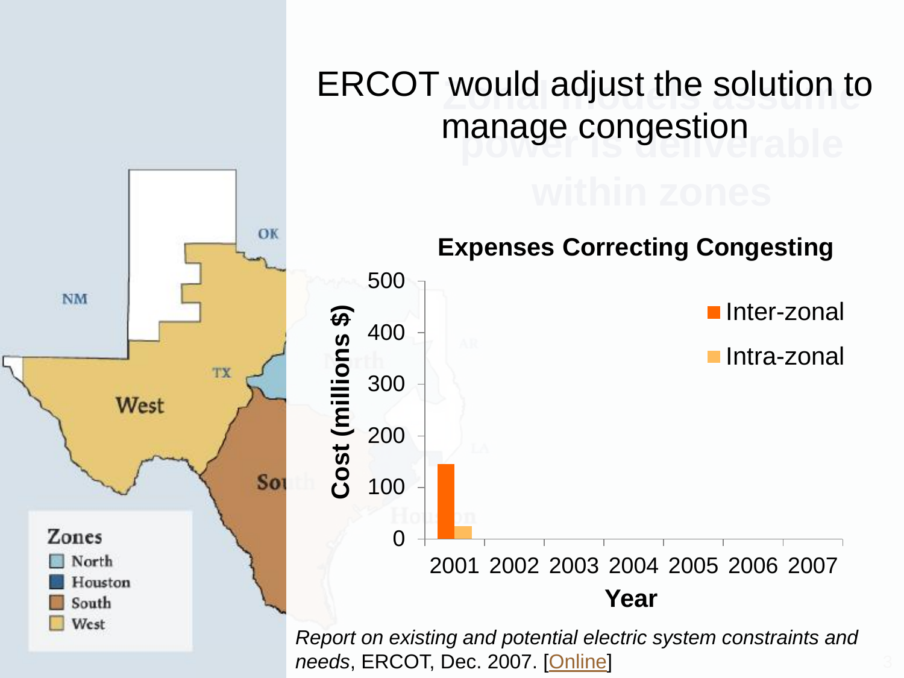# ERCOT would adjust the solution to manage congestion

**Expenses Correcting Congesting**

| Year | Inter-zonal | Intra-zonal |
|---|---|---|
| 2001 | ~145 | ~25 |
| 2002 | | |
| 2003 | | |
| 2004 | | |
| 2005 | | |
| 2006 | | |
| 2007 | | |

Cost (millions $) vs. Year

Zones: North, Houston, South, West

*Report on existing and potential electric system constraints and needs*, ERCOT, Dec. 2007. [Online]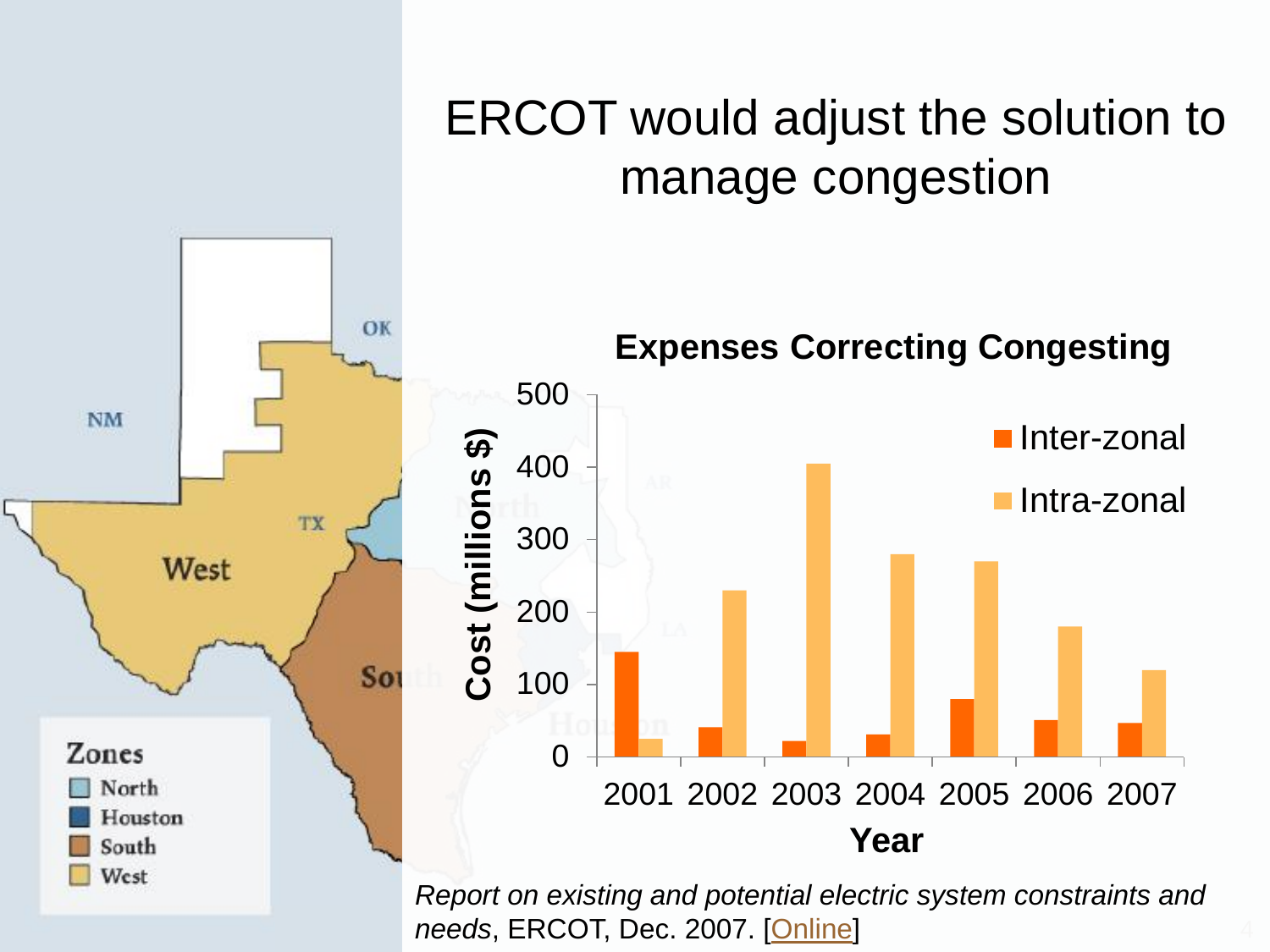# ERCOT would adjust the solution to manage congestion

**Expenses Correcting Congesting**

| Year | Inter-zonal | Intra-zonal |
|---|---|---|
| 2001 | 145 | 25 |
| 2002 | 40 | 230 |
| 2003 | 22 | 405 |
| 2004 | 30 | 280 |
| 2005 | 80 | 270 |
| 2006 | 50 | 180 |
| 2007 | 46 | 120 |

Cost (millions $) by Year

Zones: North, Houston, South, West

*Report on existing and potential electric system constraints and needs*, ERCOT, Dec. 2007. [Online]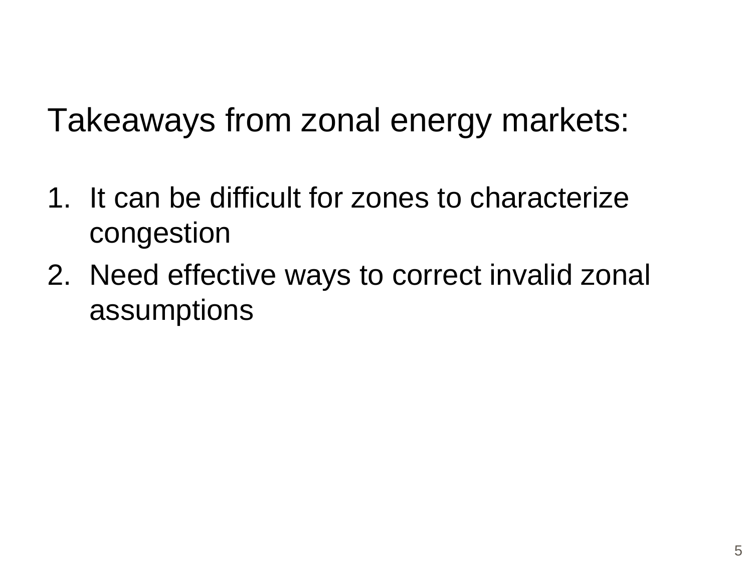Takeaways from zonal energy markets:

1. It can be difficult for zones to characterize congestion
2. Need effective ways to correct invalid zonal assumptions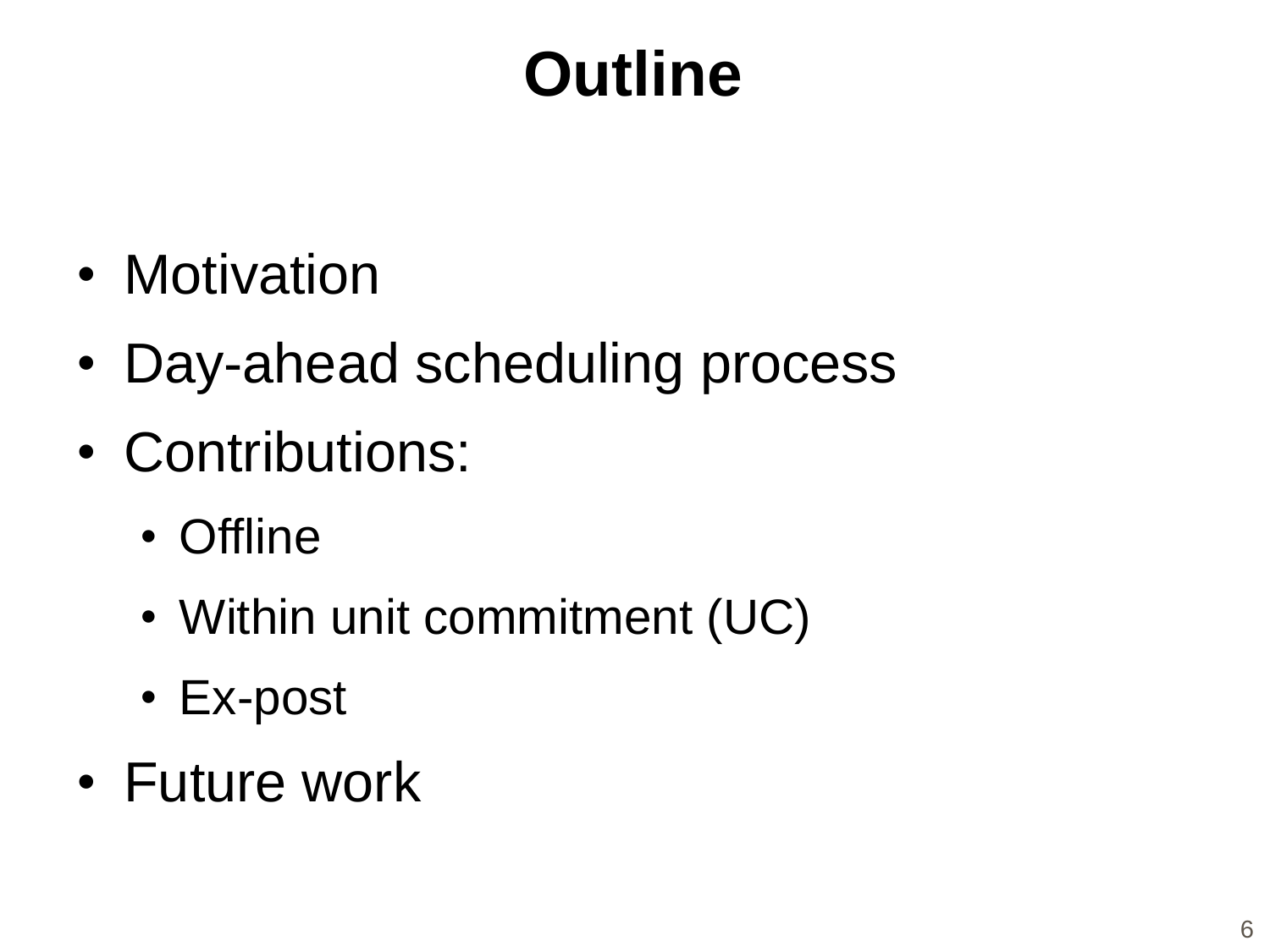# Outline

- Motivation
- Day-ahead scheduling process
- Contributions:
  - Offline
  - Within unit commitment (UC)
  - Ex-post
- Future work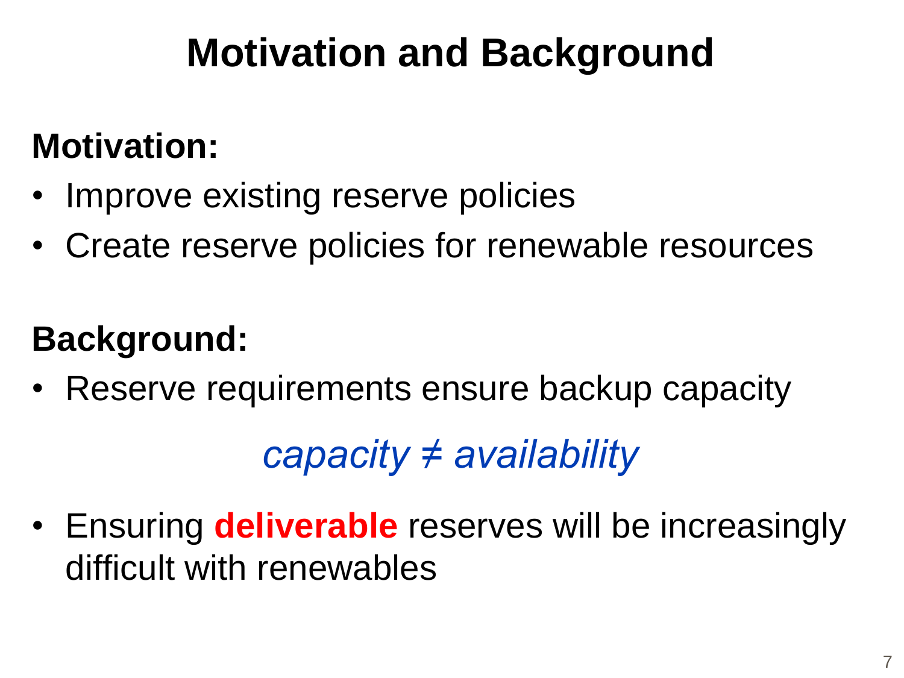# Motivation and Background

**Motivation:**

- Improve existing reserve policies
- Create reserve policies for renewable resources

**Background:**

- Reserve requirements ensure backup capacity

*capacity ≠ availability*

- Ensuring **deliverable** reserves will be increasingly difficult with renewables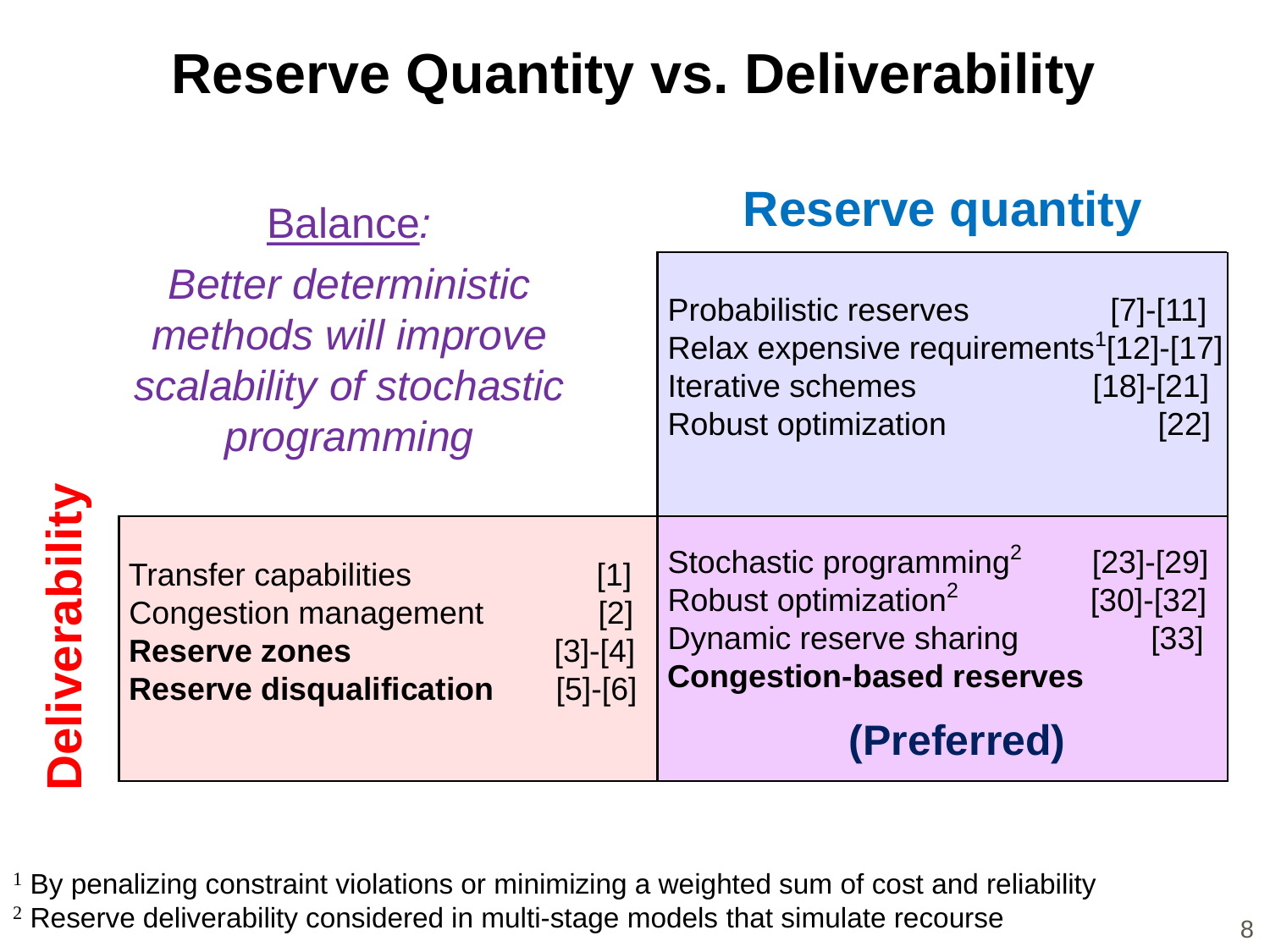# Reserve Quantity vs. Deliverability

Balance:

*Better deterministic methods will improve scalability of stochastic programming*

| Deliverability | | Reserve quantity |
| --- | --- | --- |
| | | Probabilistic reserves [7]-[11]<br>Relax expensive requirements[1] [12]-[17]<br>Iterative schemes [18]-[21]<br>Robust optimization [22] |
| Deliverability | Transfer capabilities [1]<br>Congestion management [2]<br>**Reserve zones** [3]-[4]<br>**Reserve disqualification** [5]-[6] | Stochastic programming[2] [23]-[29]<br>Robust optimization[2] [30]-[32]<br>Dynamic reserve sharing [33]<br>**Congestion-based reserves**<br>**(Preferred)** |

[1] By penalizing constraint violations or minimizing a weighted sum of cost and reliability

[2] Reserve deliverability considered in multi-stage models that simulate recourse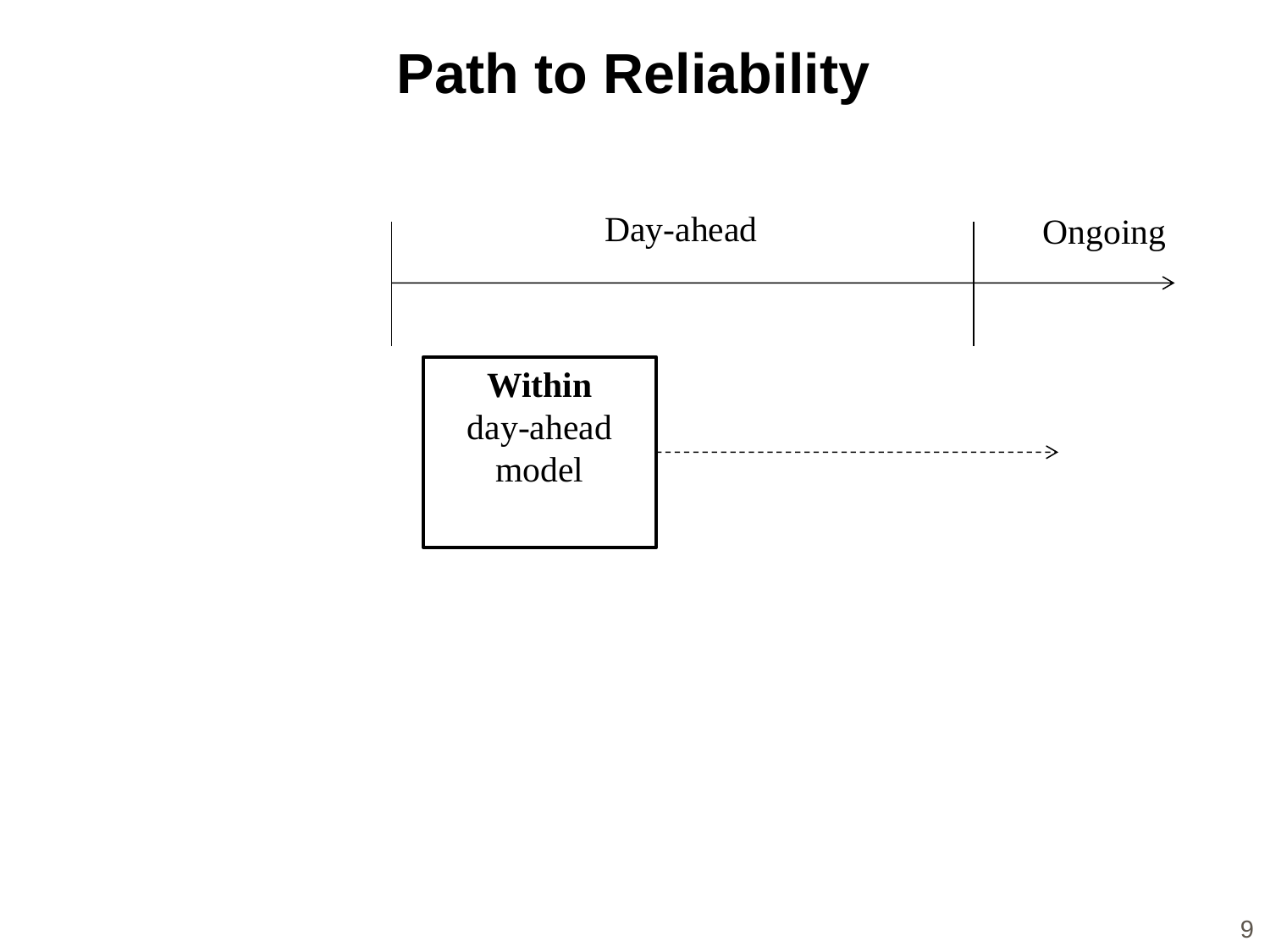# Path to Reliability

Day-ahead

Ongoing

**Within**
day-ahead
model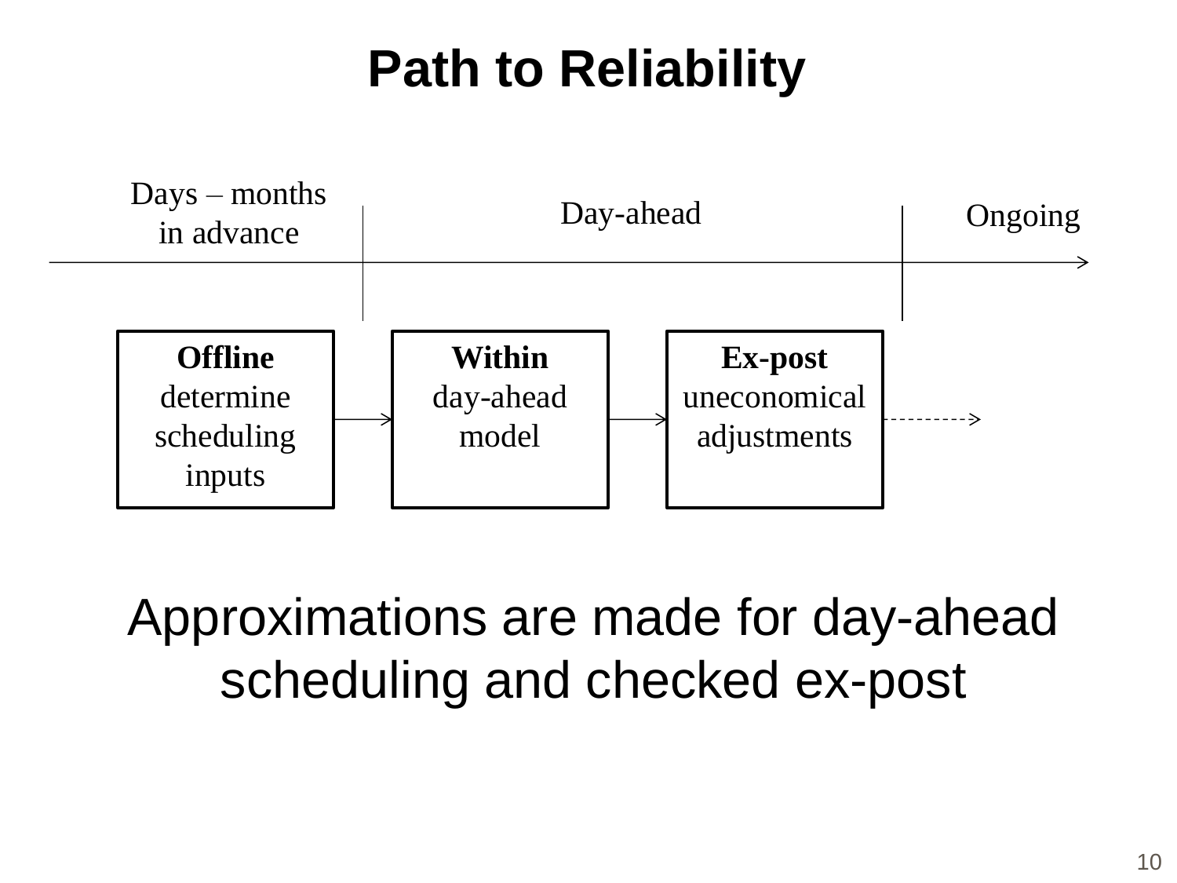# Path to Reliability

Days – months in advance | Day-ahead | Ongoing

**Offline** determine scheduling inputs → **Within** day-ahead model → **Ex-post** uneconomical adjustments

Approximations are made for day-ahead scheduling and checked ex-post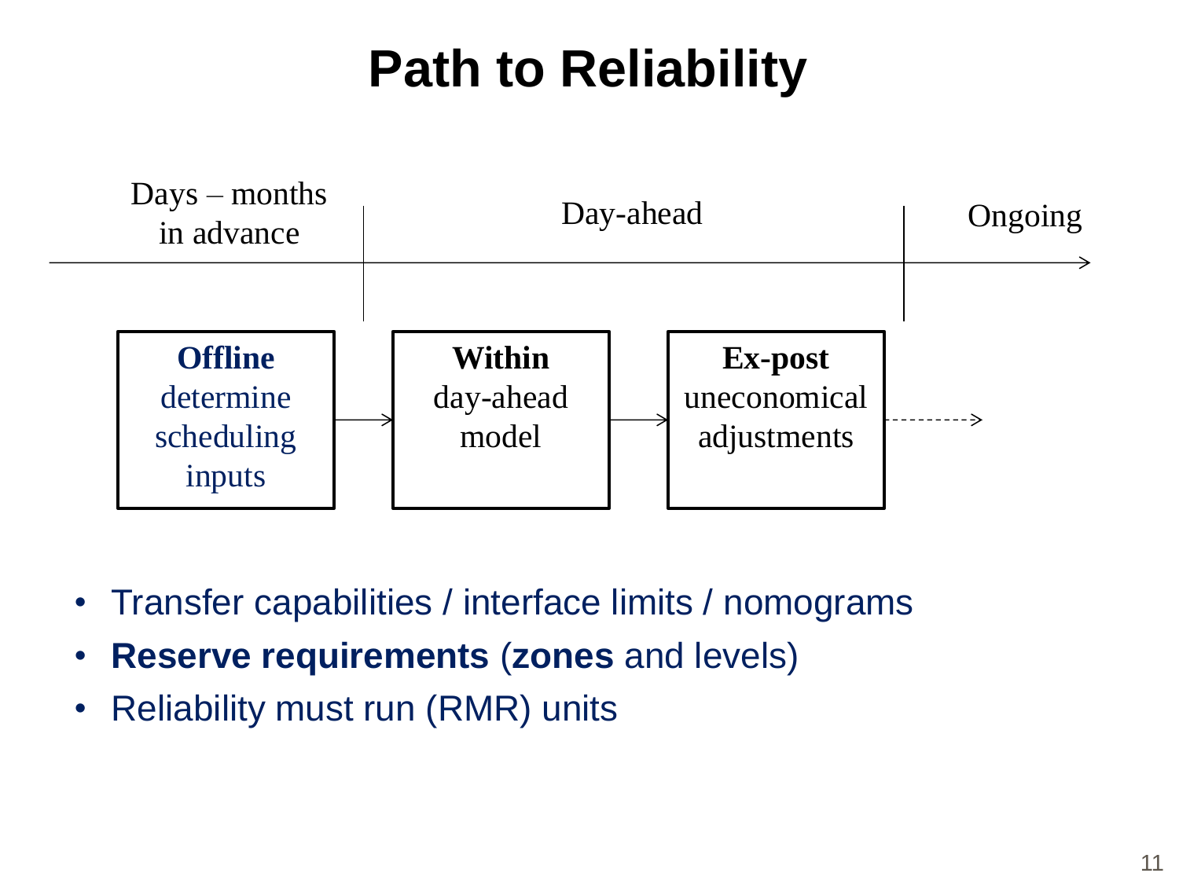# Path to Reliability

| Days – months in advance | Day-ahead | | Ongoing |
|---|---|---|---|
| **Offline** determine scheduling inputs → | **Within** day-ahead model → | **Ex-post** uneconomical adjustments ⇢ | |

- Transfer capabilities / interface limits / nomograms
- **Reserve requirements** (**zones** and levels)
- Reliability must run (RMR) units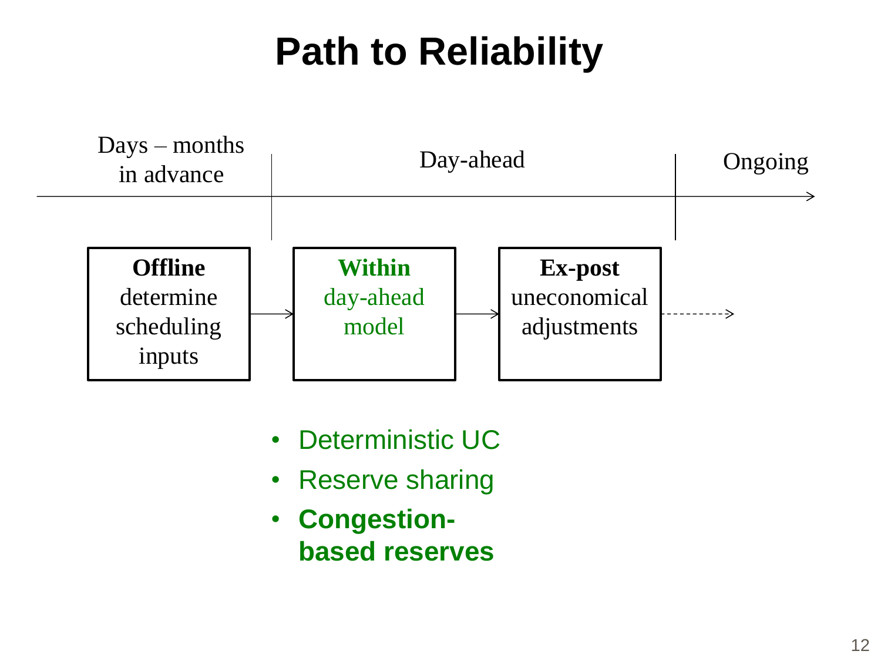# Path to Reliability

Days – months in advance | Day-ahead | Ongoing

**Offline** determine scheduling inputs → **Within** day-ahead model → **Ex-post** uneconomical adjustments ⇢

- Deterministic UC
- Reserve sharing
- **Congestion-based reserves**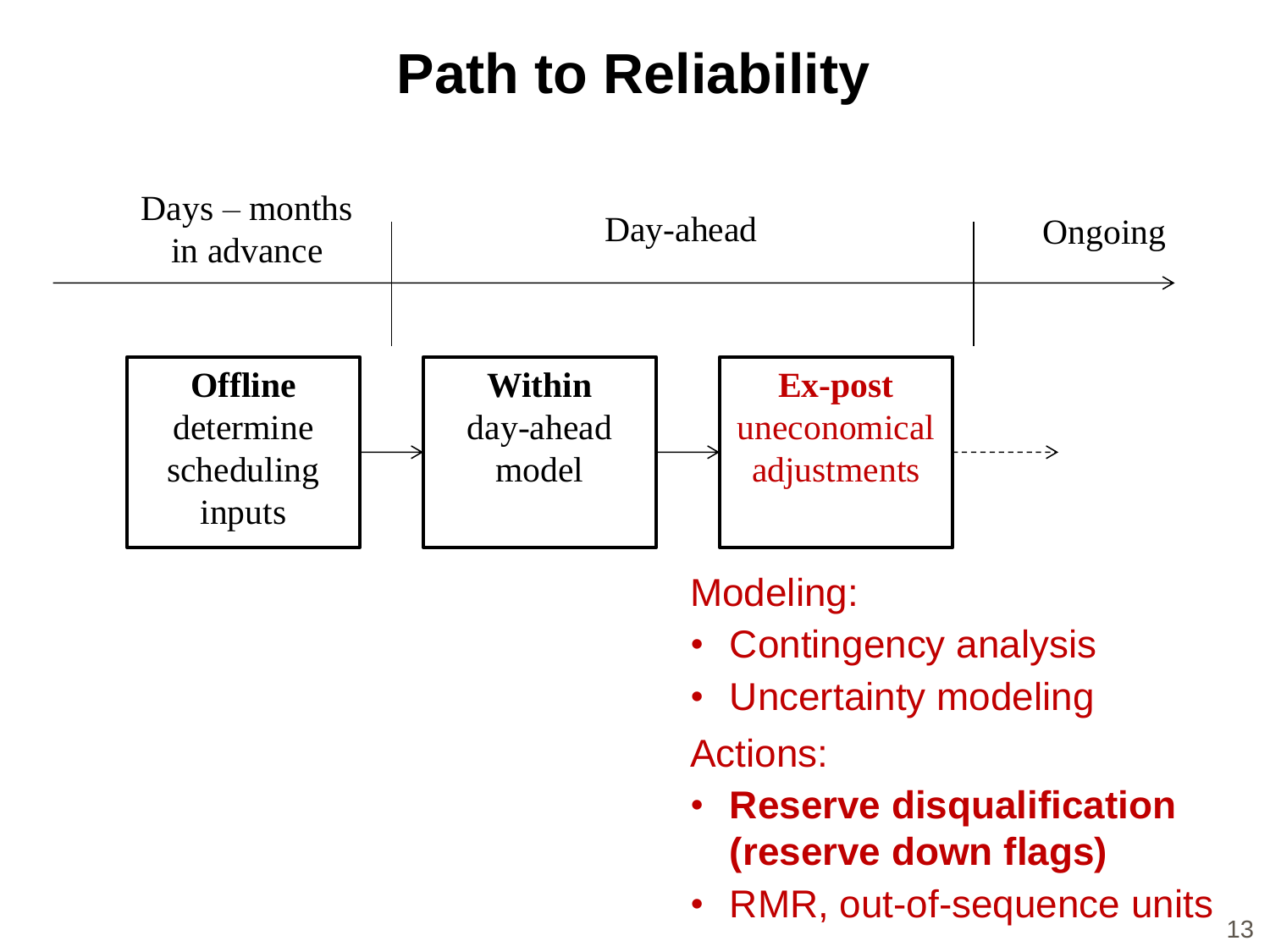# Path to Reliability

Days – months in advance | Day-ahead | Ongoing

**Offline** determine scheduling inputs → **Within** day-ahead model → **Ex-post** uneconomical adjustments - - - ->

Modeling:

- Contingency analysis
- Uncertainty modeling

Actions:

- **Reserve disqualification (reserve down flags)**
- RMR, out-of-sequence units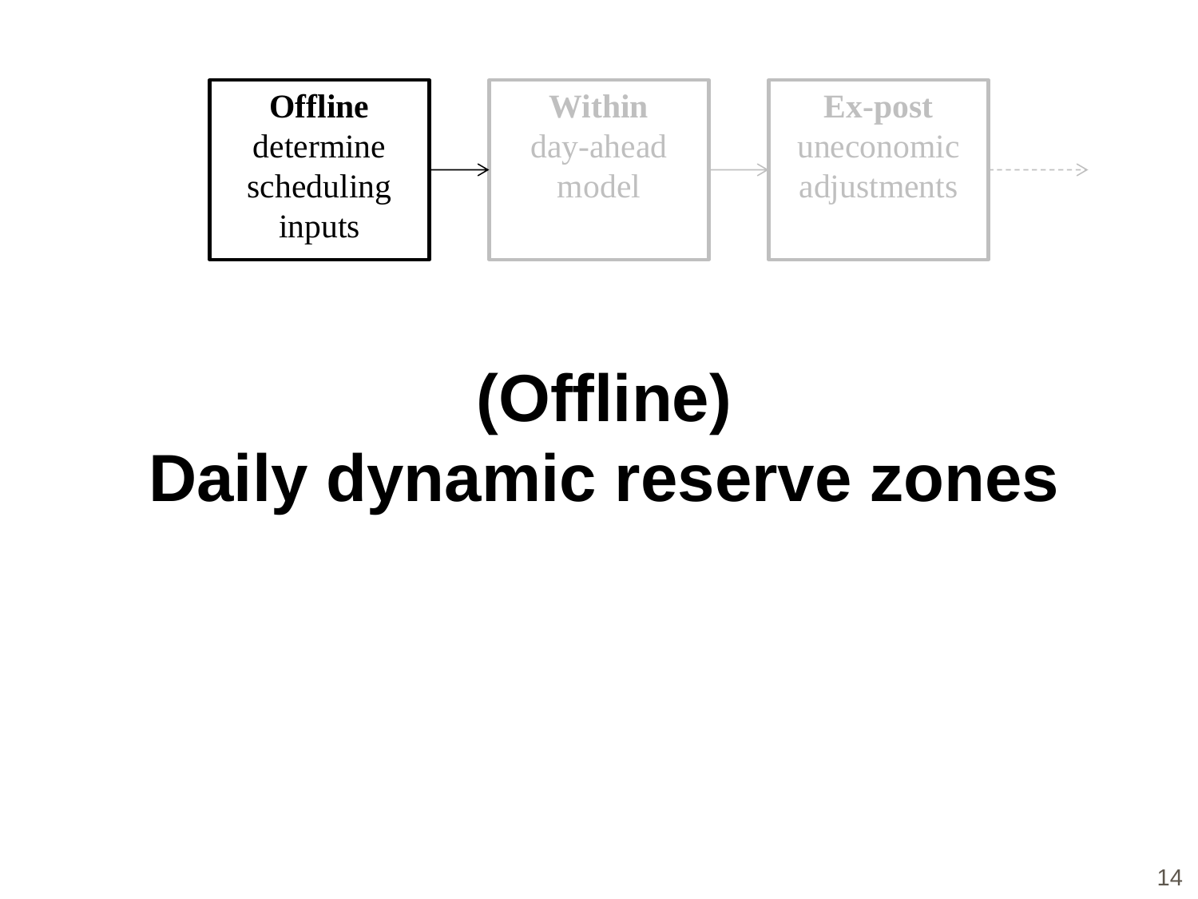**Offline** determine scheduling inputs → **Within** day-ahead model → **Ex-post** uneconomic adjustments →

# (Offline)
# Daily dynamic reserve zones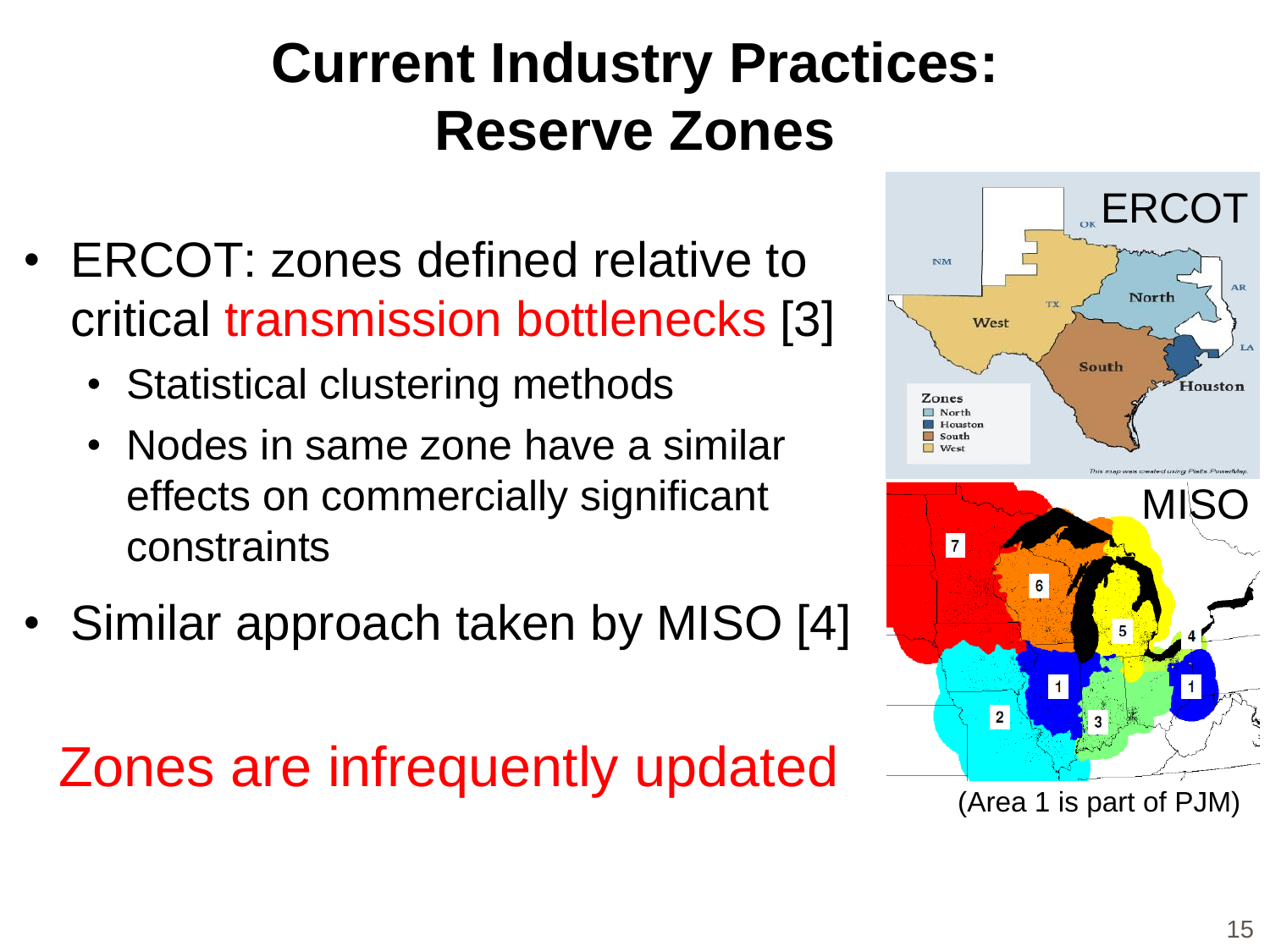# Current Industry Practices: Reserve Zones

- ERCOT: zones defined relative to critical transmission bottlenecks [3]
  - Statistical clustering methods
  - Nodes in same zone have a similar effects on commercially significant constraints
- Similar approach taken by MISO [4]

Zones are infrequently updated

ERCOT

MISO

(Area 1 is part of PJM)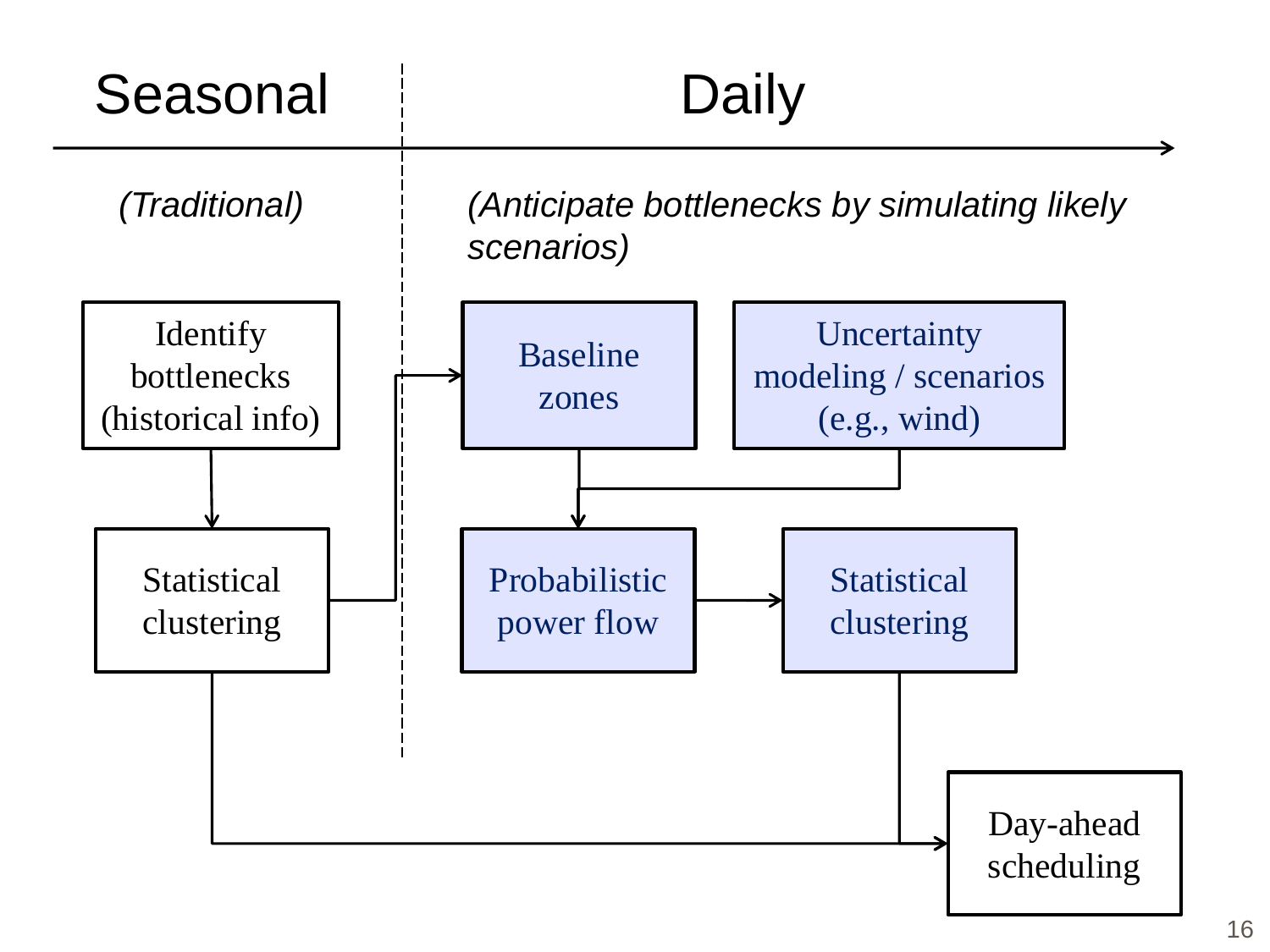## Seasonal

*(Traditional)*

- Identify bottlenecks (historical info)
- Statistical clustering

## Daily

*(Anticipate bottlenecks by simulating likely scenarios)*

- Baseline zones
- Uncertainty modeling / scenarios (e.g., wind)
- Probabilistic power flow
- Statistical clustering

Day-ahead scheduling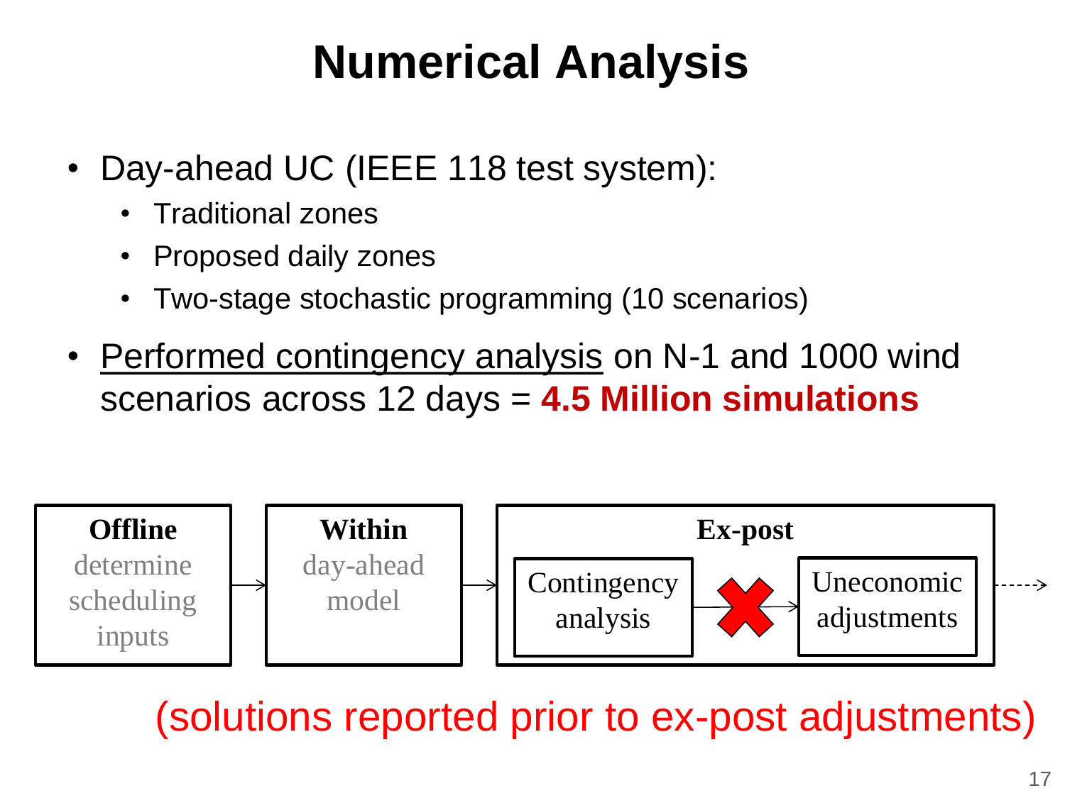# Numerical Analysis

- Day-ahead UC (IEEE 118 test system):
  - Traditional zones
  - Proposed daily zones
  - Two-stage stochastic programming (10 scenarios)
- Performed contingency analysis on N-1 and 1000 wind scenarios across 12 days = **4.5 Million simulations**

**Offline** determine scheduling inputs → **Within** day-ahead model → **Ex-post**: Contingency analysis → ✗ → Uneconomic adjustments

(solutions reported prior to ex-post adjustments)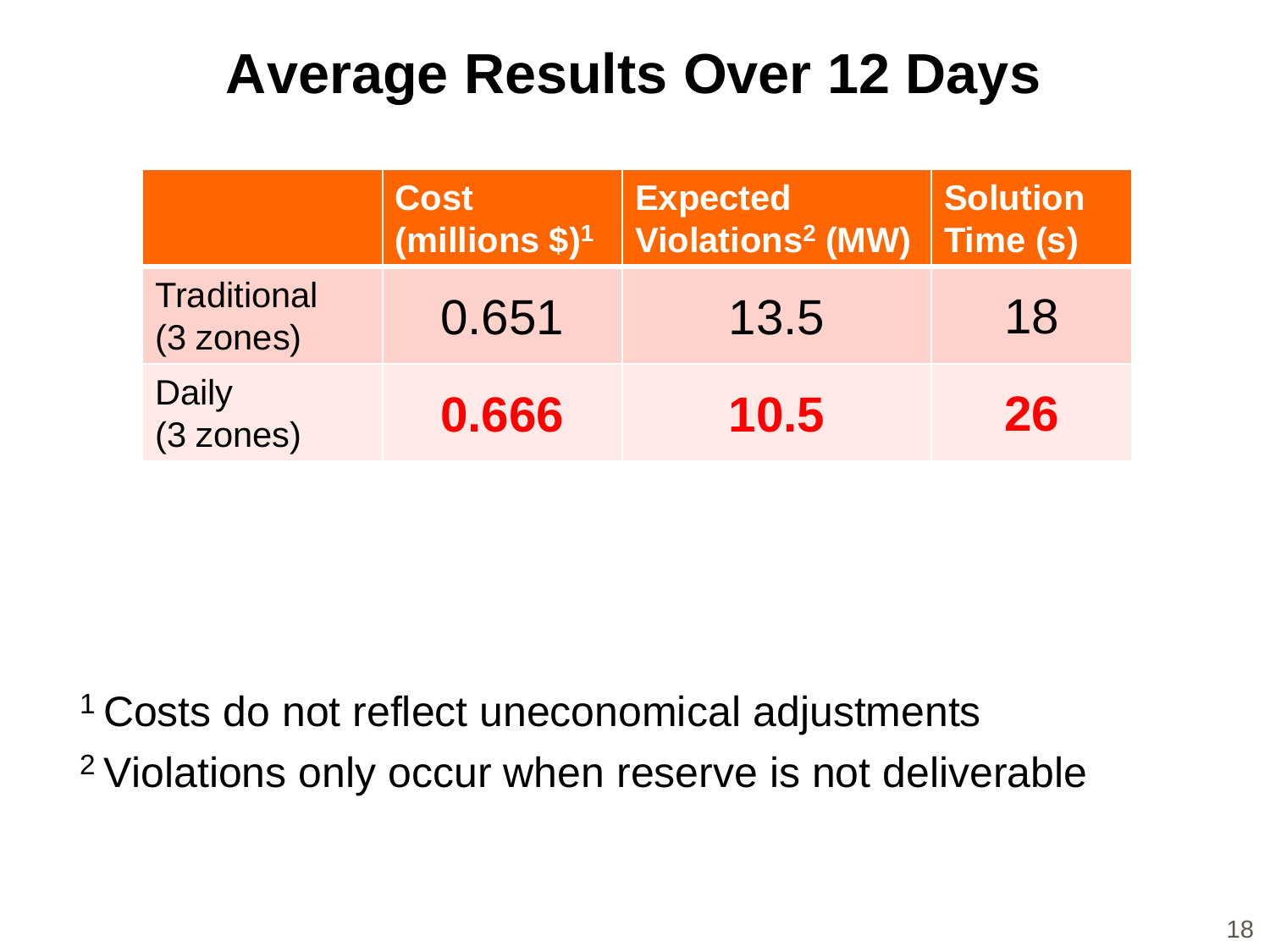# Average Results Over 12 Days

| | Cost (millions $)[1] | Expected Violations[2] (MW) | Solution Time (s) |
|---|---|---|---|
| Traditional (3 zones) | 0.651 | 13.5 | 18 |
| Daily (3 zones) | **0.666** | **10.5** | **26** |

[1] Costs do not reflect uneconomical adjustments

[2] Violations only occur when reserve is not deliverable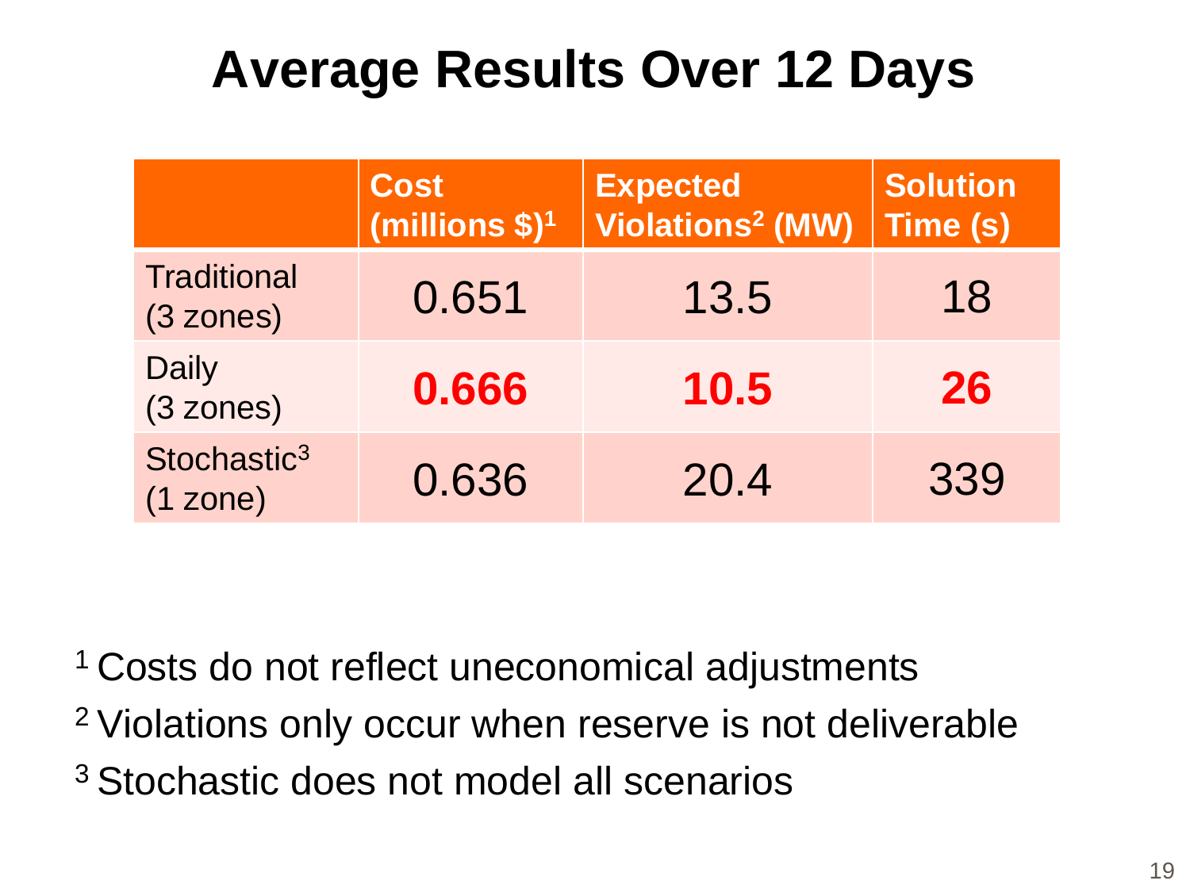# Average Results Over 12 Days

| | Cost (millions $)[1] | Expected Violations[2] (MW) | Solution Time (s) |
|---|---|---|---|
| Traditional (3 zones) | 0.651 | 13.5 | 18 |
| Daily (3 zones) | **0.666** | **10.5** | **26** |
| Stochastic[3] (1 zone) | 0.636 | 20.4 | 339 |

[1] Costs do not reflect uneconomical adjustments

[2] Violations only occur when reserve is not deliverable

[3] Stochastic does not model all scenarios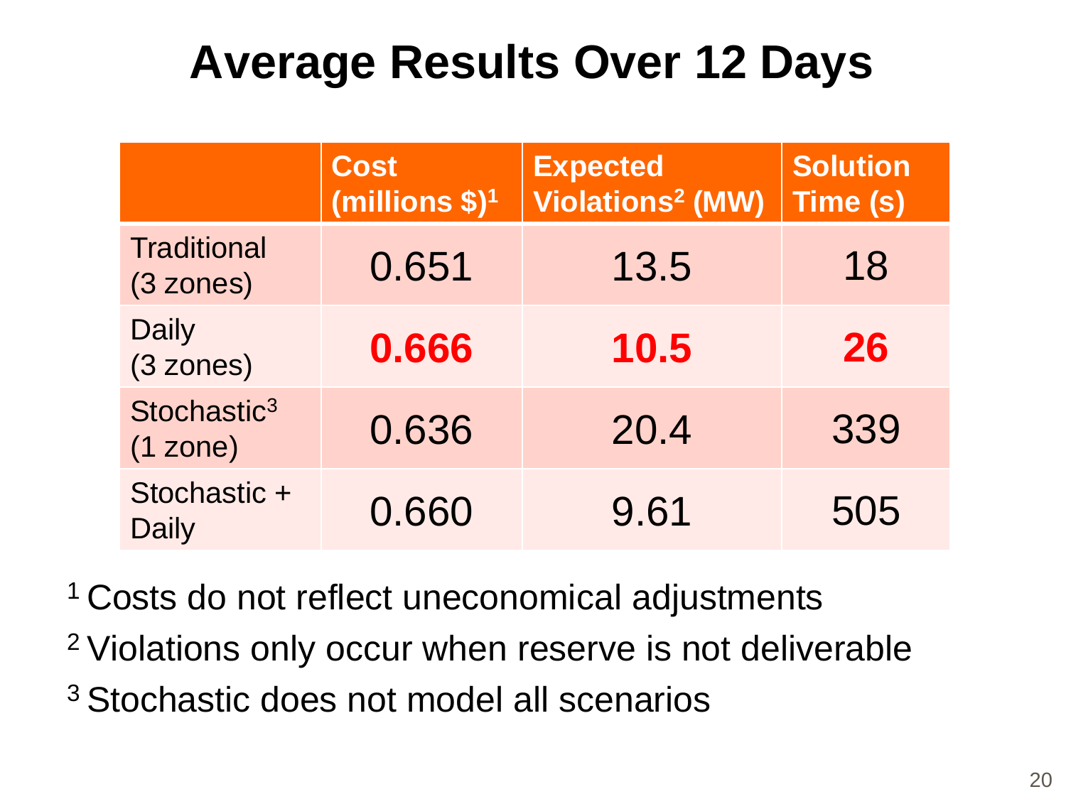# Average Results Over 12 Days

| | Cost (millions $)[1] | Expected Violations[2] (MW) | Solution Time (s) |
|---|---|---|---|
| Traditional (3 zones) | 0.651 | 13.5 | 18 |
| Daily (3 zones) | **0.666** | **10.5** | **26** |
| Stochastic[3] (1 zone) | 0.636 | 20.4 | 339 |
| Stochastic + Daily | 0.660 | 9.61 | 505 |

[1] Costs do not reflect uneconomical adjustments

[2] Violations only occur when reserve is not deliverable

[3] Stochastic does not model all scenarios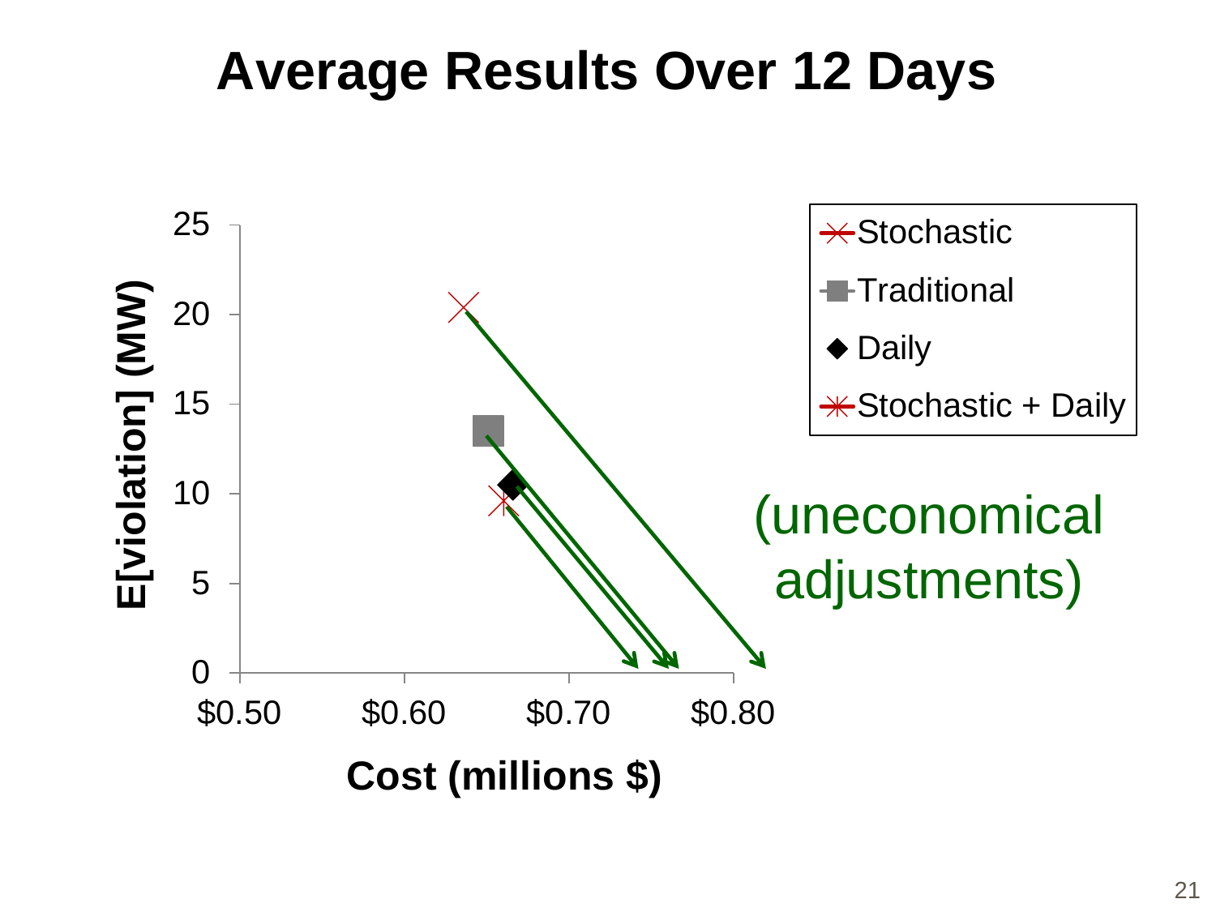# Average Results Over 12 Days

E[violation] (MW)

25
20
15
10
5
0

$0.50 $0.60 $0.70 $0.80

Cost (millions $)

- Stochastic
- Traditional
- Daily
- Stochastic + Daily

(uneconomical adjustments)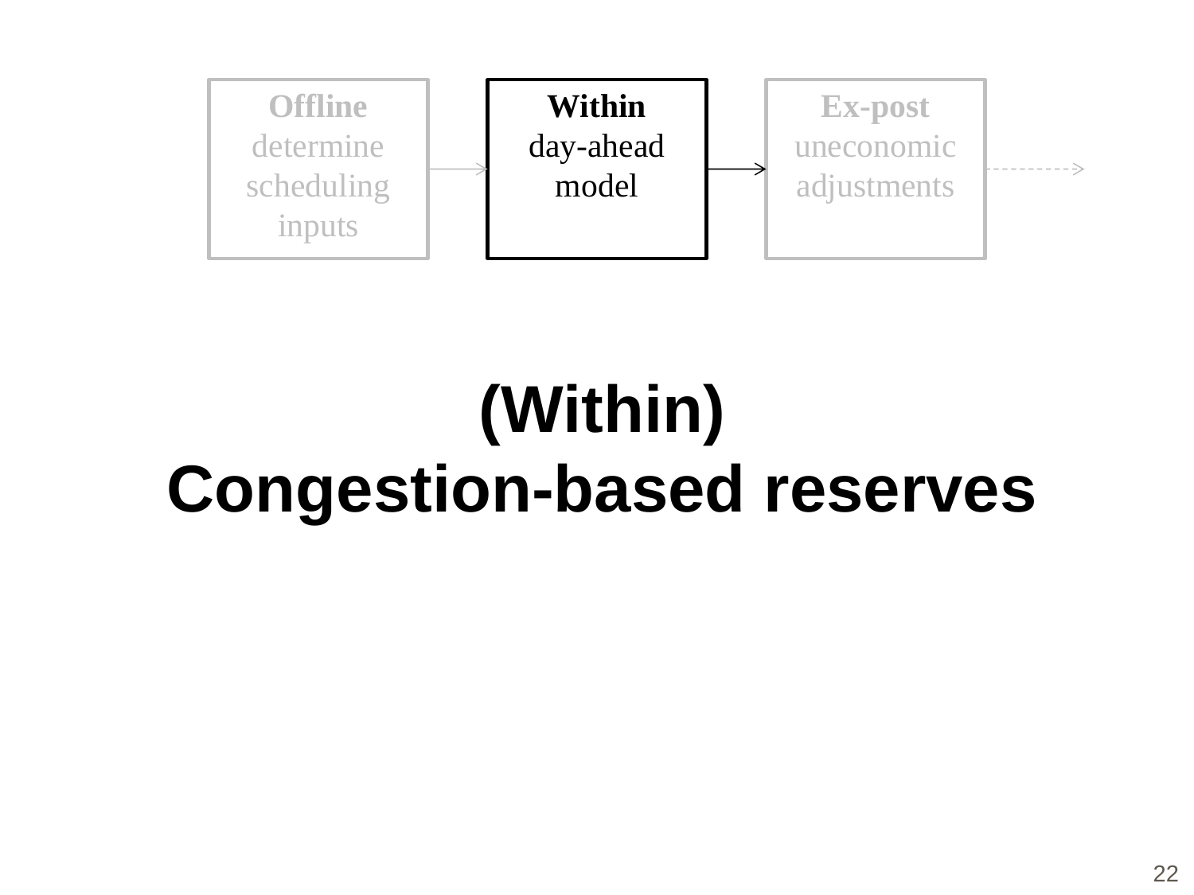**Offline** determine scheduling inputs → **Within** day-ahead model → **Ex-post** uneconomic adjustments →

# (Within) Congestion-based reserves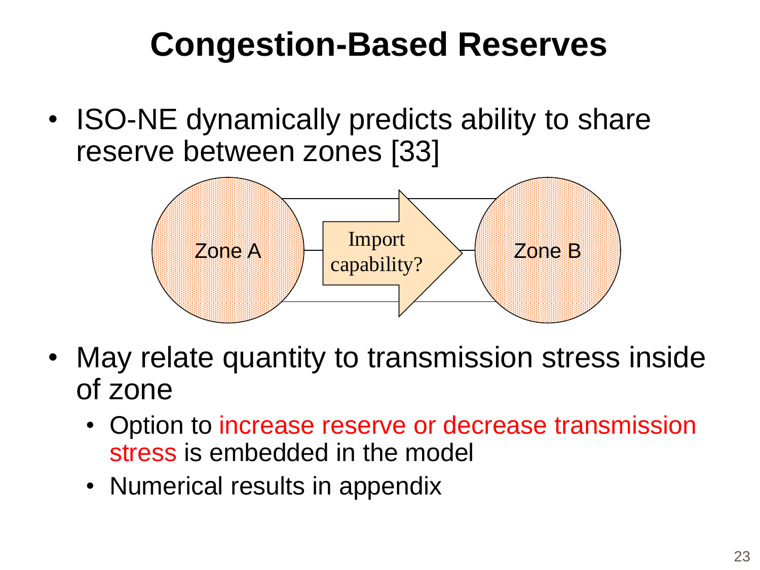# Congestion-Based Reserves

- ISO-NE dynamically predicts ability to share reserve between zones [33]

Zone A — Import capability? → Zone B

- May relate quantity to transmission stress inside of zone
  - Option to increase reserve or decrease transmission stress is embedded in the model
  - Numerical results in appendix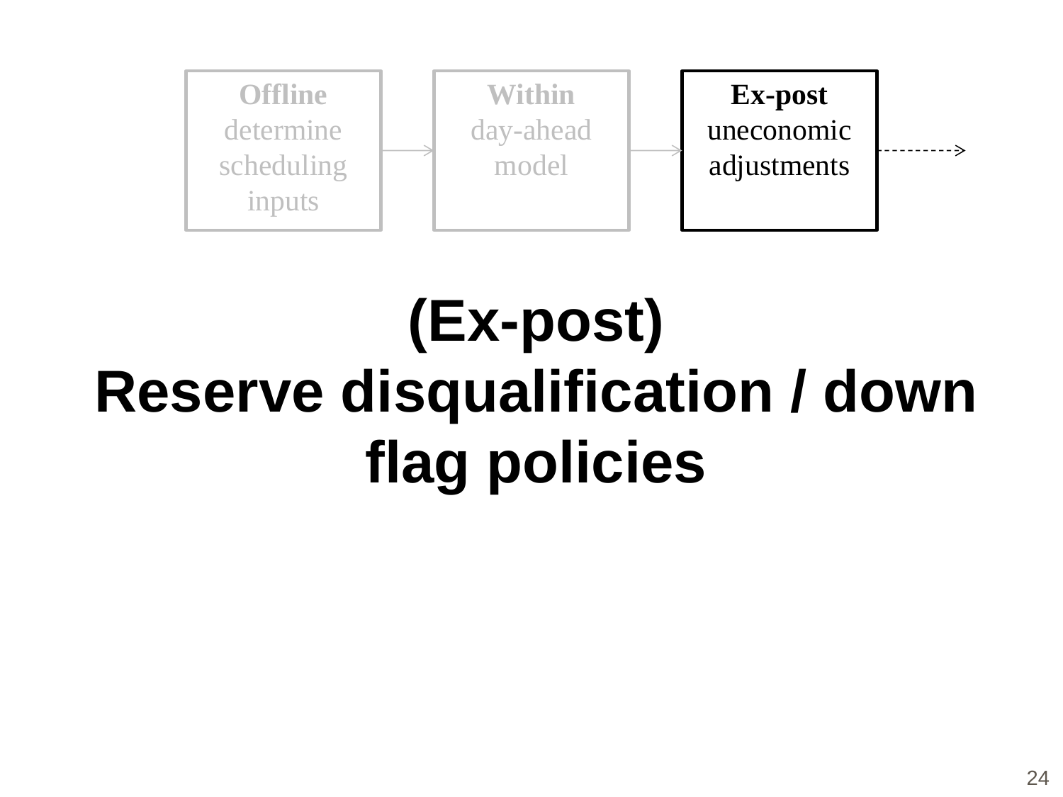**Offline** determine scheduling inputs → **Within** day-ahead model → **Ex-post** uneconomic adjustments

# (Ex-post) Reserve disqualification / down flag policies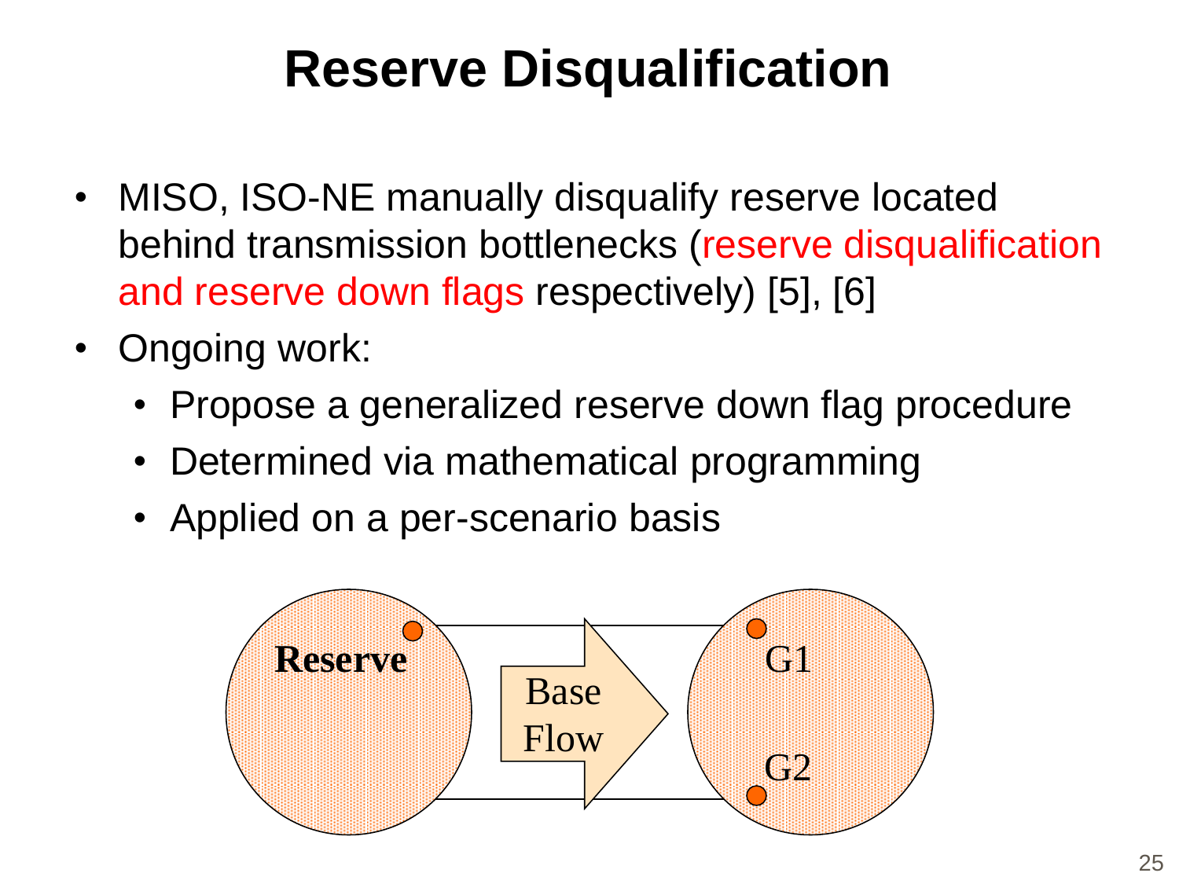# Reserve Disqualification

- MISO, ISO-NE manually disqualify reserve located behind transmission bottlenecks (reserve disqualification and reserve down flags respectively) [5], [6]
- Ongoing work:
  - Propose a generalized reserve down flag procedure
  - Determined via mathematical programming
  - Applied on a per-scenario basis

Reserve

Base Flow

G1

G2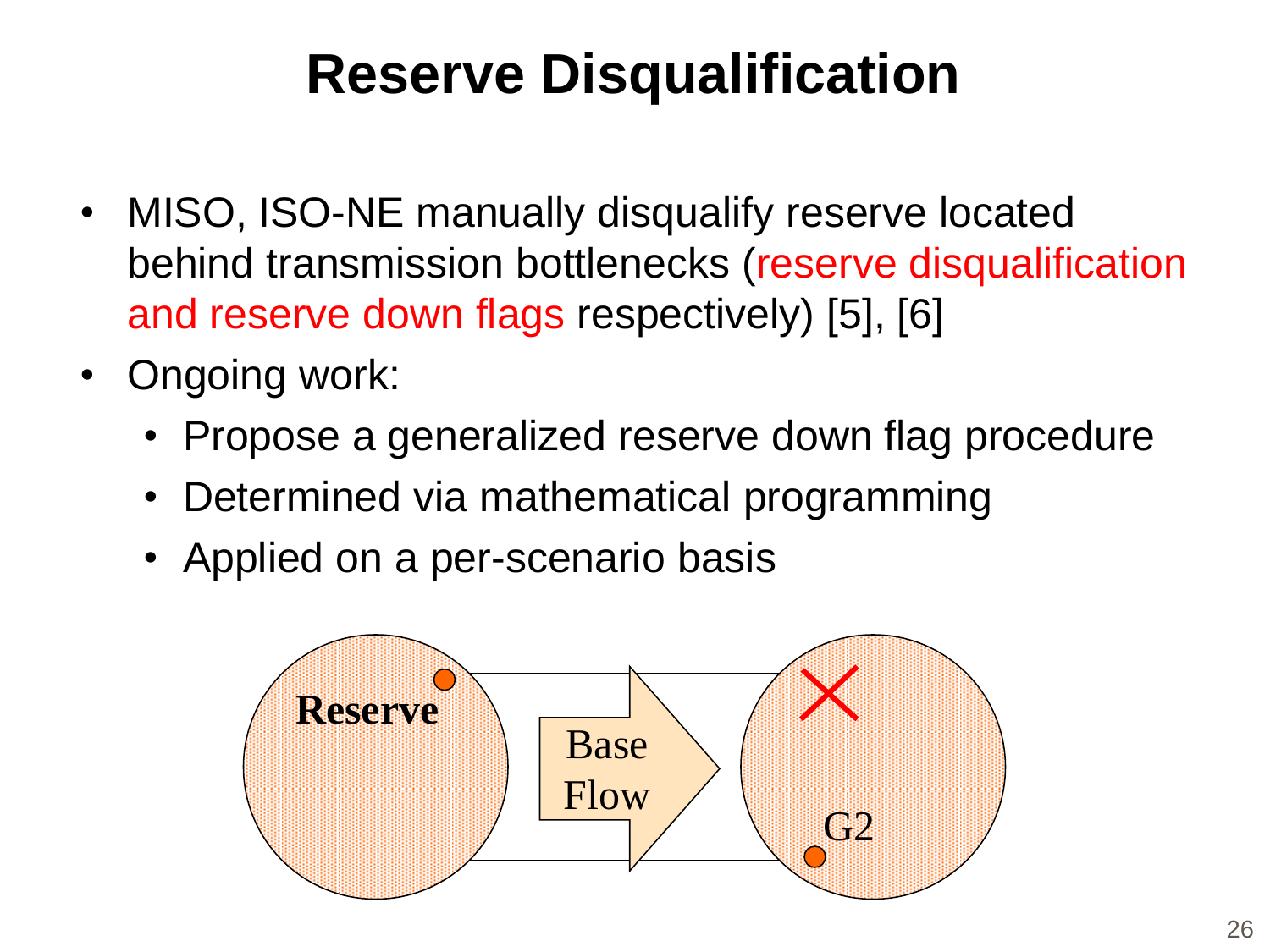# Reserve Disqualification

- MISO, ISO-NE manually disqualify reserve located behind transmission bottlenecks (reserve disqualification and reserve down flags respectively) [5], [6]
- Ongoing work:
  - Propose a generalized reserve down flag procedure
  - Determined via mathematical programming
  - Applied on a per-scenario basis

Reserve

Base Flow

G2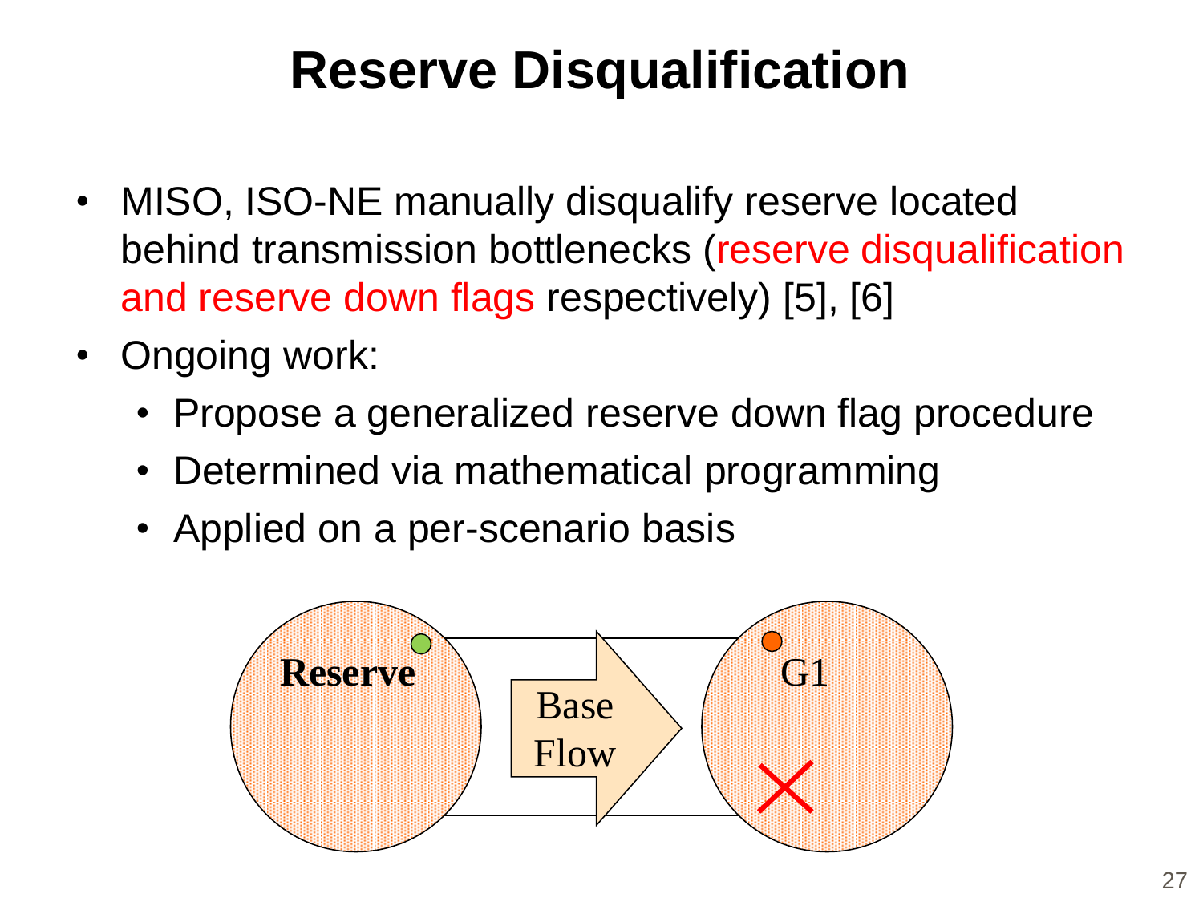# Reserve Disqualification

- MISO, ISO-NE manually disqualify reserve located behind transmission bottlenecks (reserve disqualification and reserve down flags respectively) [5], [6]
- Ongoing work:
  - Propose a generalized reserve down flag procedure
  - Determined via mathematical programming
  - Applied on a per-scenario basis

Reserve

Base Flow

G1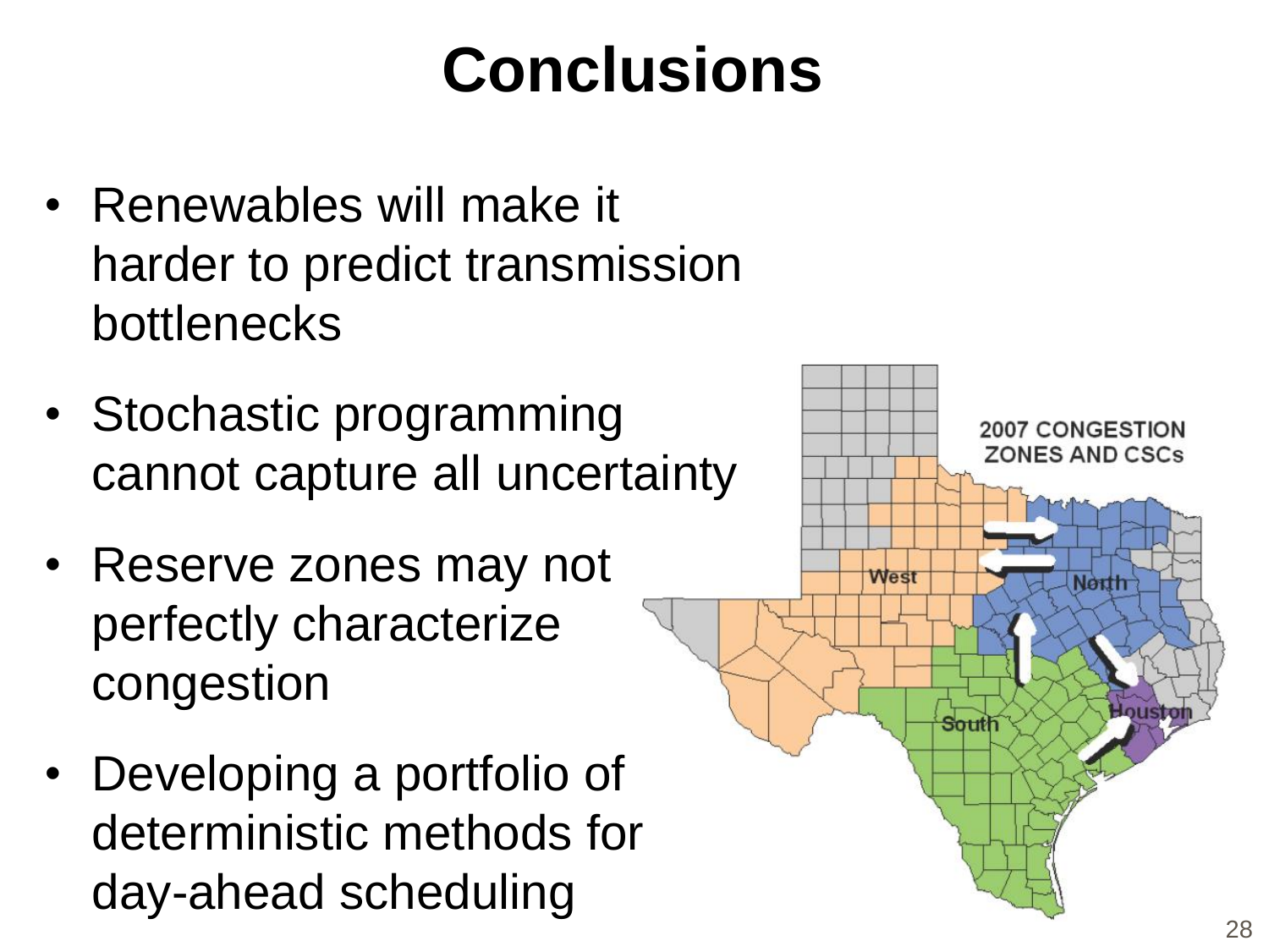# Conclusions

- Renewables will make it harder to predict transmission bottlenecks
- Stochastic programming cannot capture all uncertainty
- Reserve zones may not perfectly characterize congestion
- Developing a portfolio of deterministic methods for day-ahead scheduling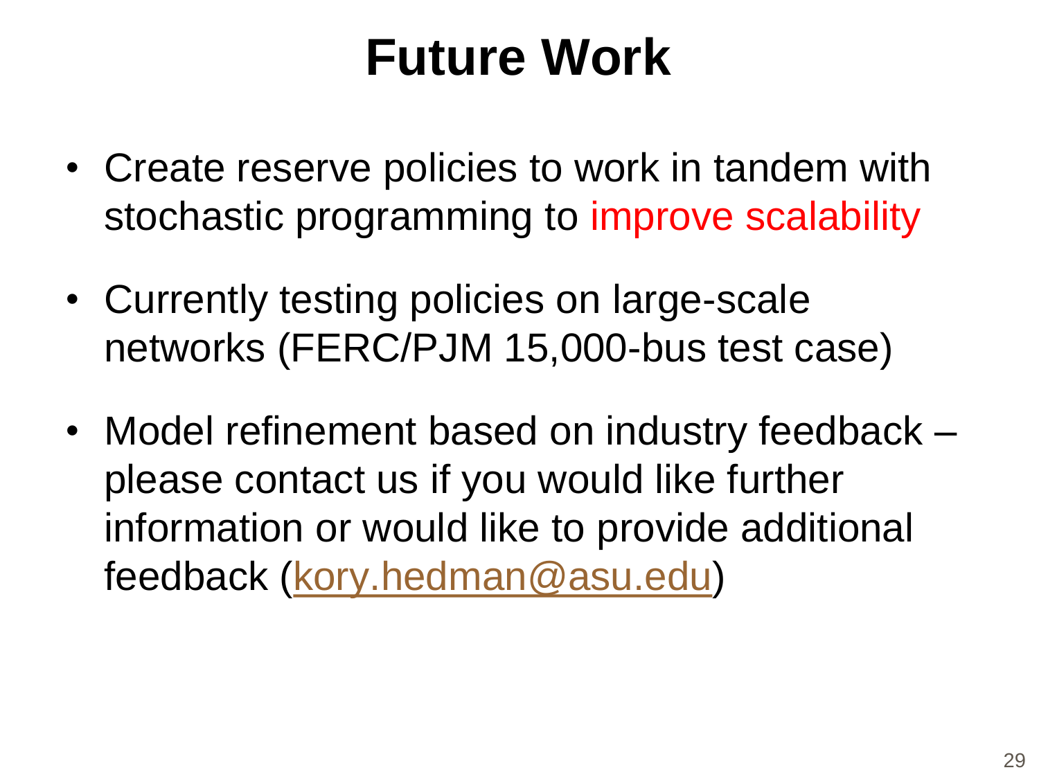# Future Work

- Create reserve policies to work in tandem with stochastic programming to improve scalability
- Currently testing policies on large-scale networks (FERC/PJM 15,000-bus test case)
- Model refinement based on industry feedback – please contact us if you would like further information or would like to provide additional feedback (kory.hedman@asu.edu)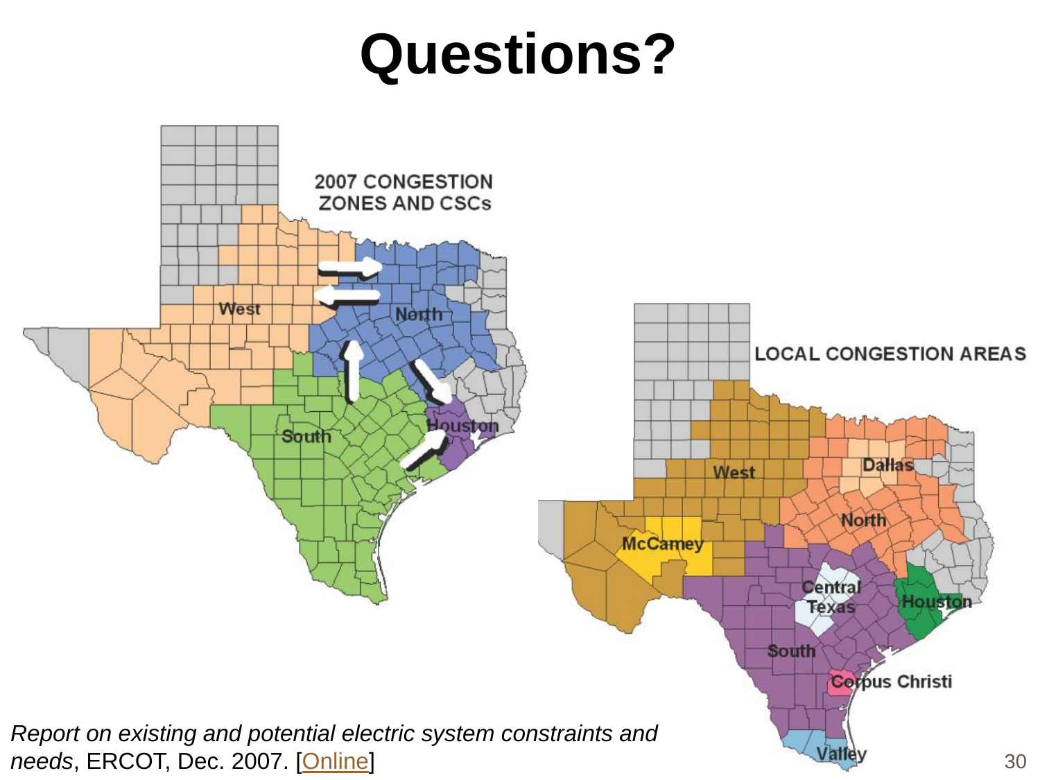# Questions?

2007 CONGESTION ZONES AND CSCs

West

North

South

Houston

LOCAL CONGESTION AREAS

West

Dallas

North

McCamey

Central Texas

Houston

South

Corpus Christi

Valley

*Report on existing and potential electric system constraints and needs*, ERCOT, Dec. 2007. [Online]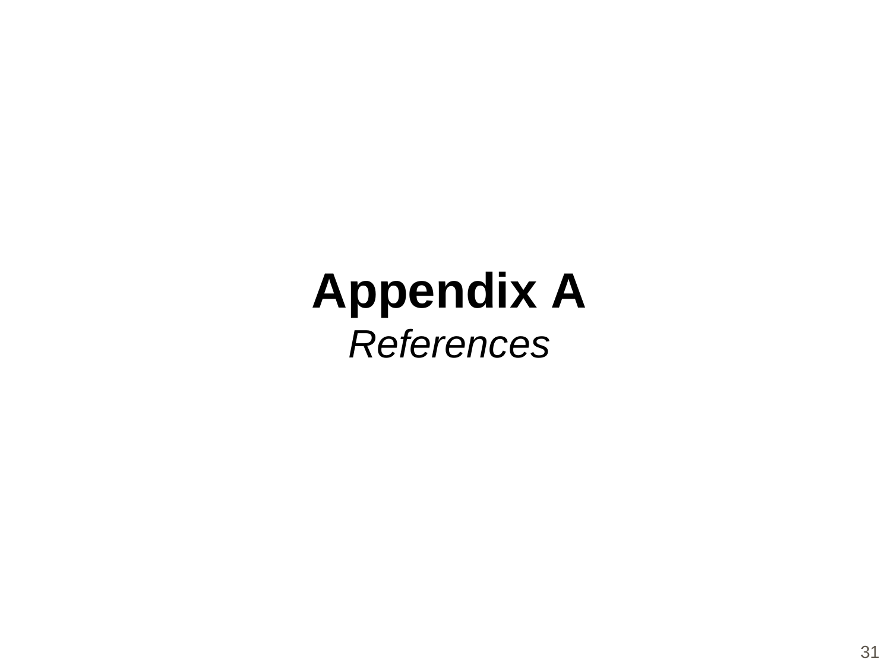# Appendix A

*References*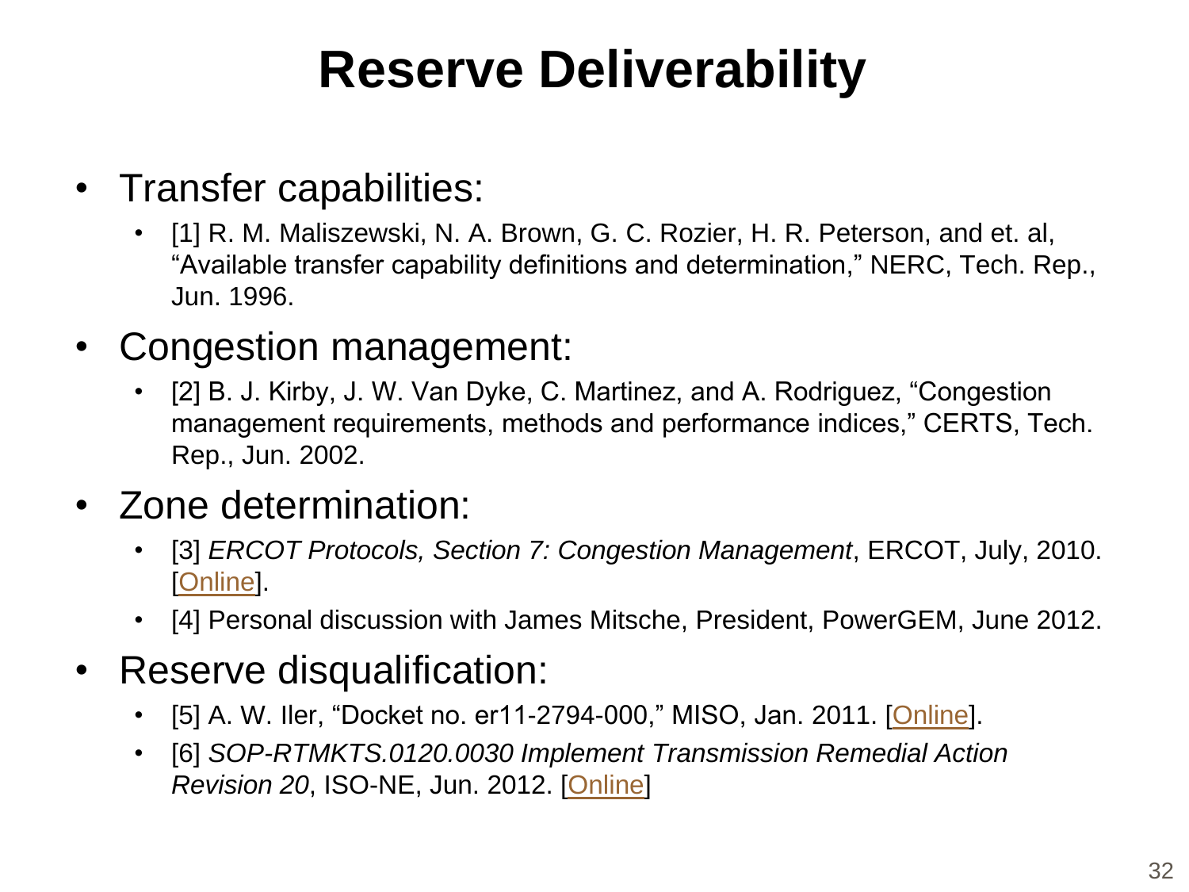# Reserve Deliverability

- Transfer capabilities:
  - [1] R. M. Maliszewski, N. A. Brown, G. C. Rozier, H. R. Peterson, and et. al, "Available transfer capability definitions and determination," NERC, Tech. Rep., Jun. 1996.
- Congestion management:
  - [2] B. J. Kirby, J. W. Van Dyke, C. Martinez, and A. Rodriguez, "Congestion management requirements, methods and performance indices," CERTS, Tech. Rep., Jun. 2002.
- Zone determination:
  - [3] *ERCOT Protocols, Section 7: Congestion Management*, ERCOT, July, 2010. [Online].
  - [4] Personal discussion with James Mitsche, President, PowerGEM, June 2012.
- Reserve disqualification:
  - [5] A. W. Iler, "Docket no. er11-2794-000," MISO, Jan. 2011. [Online].
  - [6] *SOP-RTMKTS.0120.0030 Implement Transmission Remedial Action Revision 20*, ISO-NE, Jun. 2012. [Online]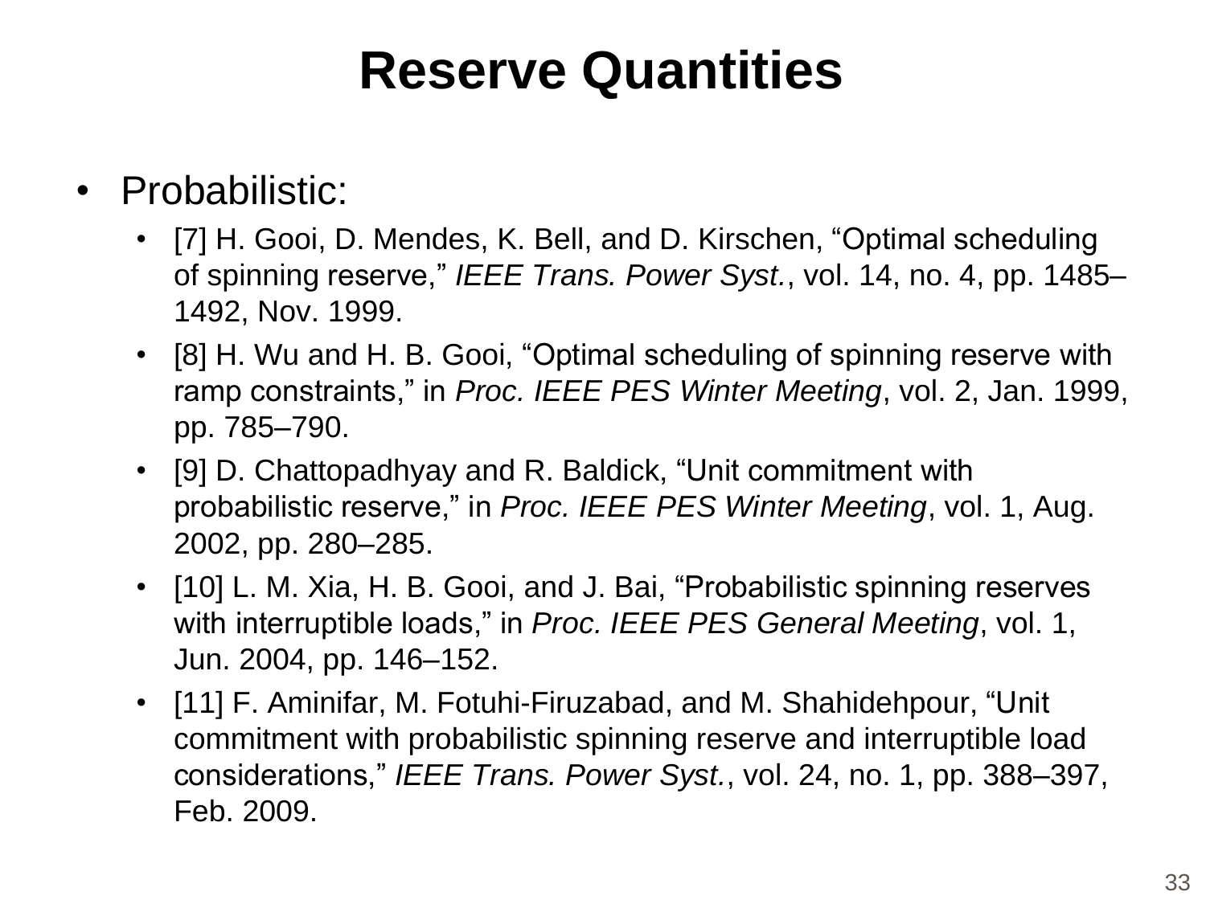# Reserve Quantities

- Probabilistic:
  - [7] H. Gooi, D. Mendes, K. Bell, and D. Kirschen, “Optimal scheduling of spinning reserve,” *IEEE Trans. Power Syst.*, vol. 14, no. 4, pp. 1485–1492, Nov. 1999.
  - [8] H. Wu and H. B. Gooi, “Optimal scheduling of spinning reserve with ramp constraints,” in *Proc. IEEE PES Winter Meeting*, vol. 2, Jan. 1999, pp. 785–790.
  - [9] D. Chattopadhyay and R. Baldick, “Unit commitment with probabilistic reserve,” in *Proc. IEEE PES Winter Meeting*, vol. 1, Aug. 2002, pp. 280–285.
  - [10] L. M. Xia, H. B. Gooi, and J. Bai, “Probabilistic spinning reserves with interruptible loads,” in *Proc. IEEE PES General Meeting*, vol. 1, Jun. 2004, pp. 146–152.
  - [11] F. Aminifar, M. Fotuhi-Firuzabad, and M. Shahidehpour, “Unit commitment with probabilistic spinning reserve and interruptible load considerations,” *IEEE Trans. Power Syst.*, vol. 24, no. 1, pp. 388–397, Feb. 2009.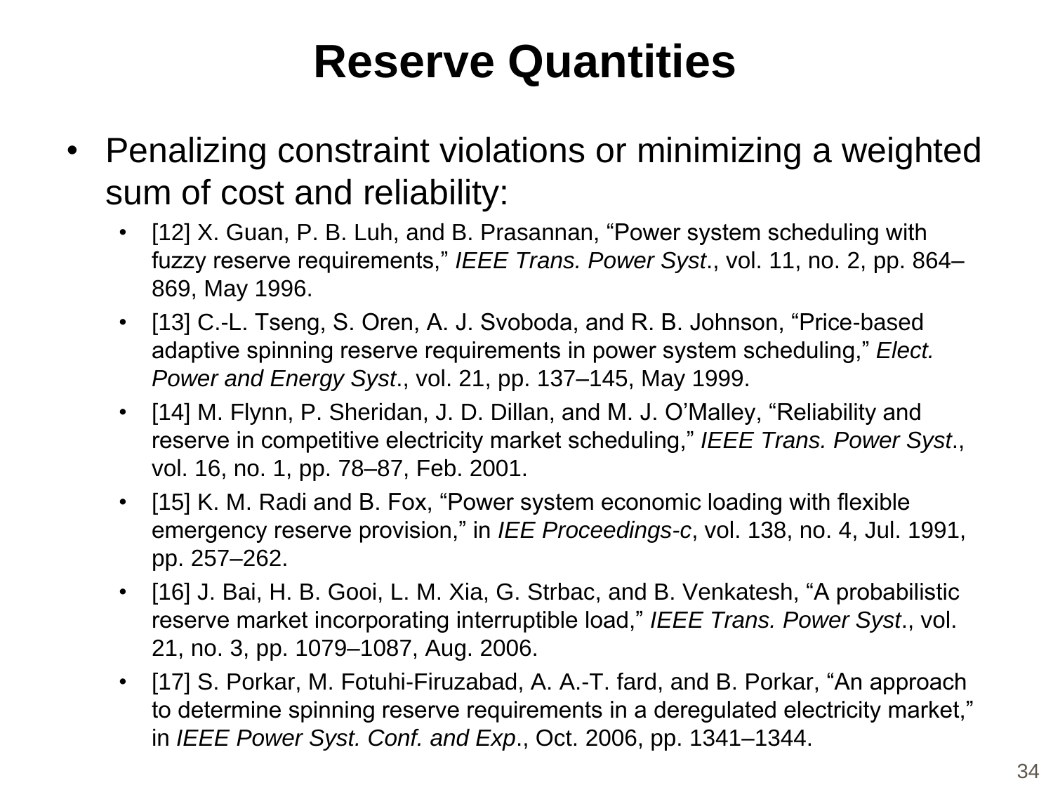# Reserve Quantities

- Penalizing constraint violations or minimizing a weighted sum of cost and reliability:
  - [12] X. Guan, P. B. Luh, and B. Prasannan, “Power system scheduling with fuzzy reserve requirements,” *IEEE Trans. Power Syst*., vol. 11, no. 2, pp. 864–869, May 1996.
  - [13] C.-L. Tseng, S. Oren, A. J. Svoboda, and R. B. Johnson, “Price-based adaptive spinning reserve requirements in power system scheduling,” *Elect. Power and Energy Syst*., vol. 21, pp. 137–145, May 1999.
  - [14] M. Flynn, P. Sheridan, J. D. Dillan, and M. J. O’Malley, “Reliability and reserve in competitive electricity market scheduling,” *IEEE Trans. Power Syst*., vol. 16, no. 1, pp. 78–87, Feb. 2001.
  - [15] K. M. Radi and B. Fox, “Power system economic loading with flexible emergency reserve provision,” in *IEE Proceedings-c*, vol. 138, no. 4, Jul. 1991, pp. 257–262.
  - [16] J. Bai, H. B. Gooi, L. M. Xia, G. Strbac, and B. Venkatesh, “A probabilistic reserve market incorporating interruptible load,” *IEEE Trans. Power Syst*., vol. 21, no. 3, pp. 1079–1087, Aug. 2006.
  - [17] S. Porkar, M. Fotuhi-Firuzabad, A. A.-T. fard, and B. Porkar, “An approach to determine spinning reserve requirements in a deregulated electricity market,” in *IEEE Power Syst. Conf. and Exp*., Oct. 2006, pp. 1341–1344.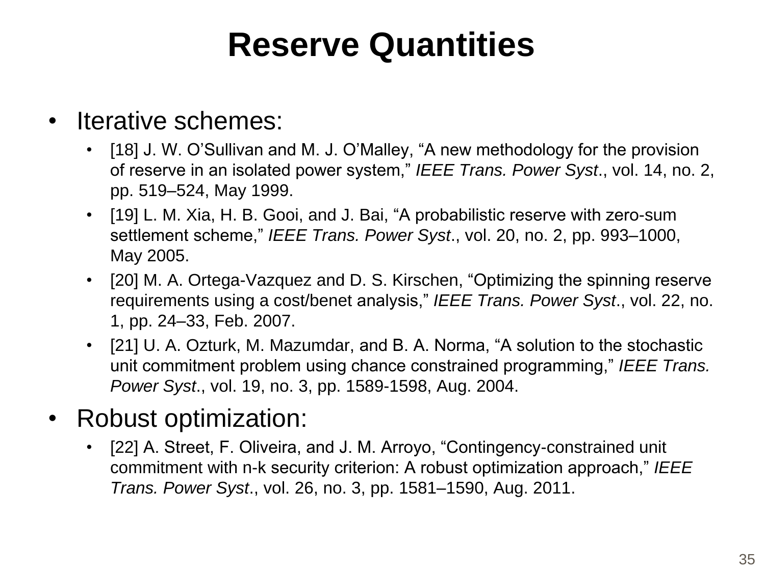# Reserve Quantities

- Iterative schemes:
  - [18] J. W. O'Sullivan and M. J. O'Malley, "A new methodology for the provision of reserve in an isolated power system," *IEEE Trans. Power Syst*., vol. 14, no. 2, pp. 519–524, May 1999.
  - [19] L. M. Xia, H. B. Gooi, and J. Bai, "A probabilistic reserve with zero-sum settlement scheme," *IEEE Trans. Power Syst*., vol. 20, no. 2, pp. 993–1000, May 2005.
  - [20] M. A. Ortega-Vazquez and D. S. Kirschen, "Optimizing the spinning reserve requirements using a cost/benet analysis," *IEEE Trans. Power Syst*., vol. 22, no. 1, pp. 24–33, Feb. 2007.
  - [21] U. A. Ozturk, M. Mazumdar, and B. A. Norma, "A solution to the stochastic unit commitment problem using chance constrained programming," *IEEE Trans. Power Syst*., vol. 19, no. 3, pp. 1589-1598, Aug. 2004.
- Robust optimization:
  - [22] A. Street, F. Oliveira, and J. M. Arroyo, "Contingency-constrained unit commitment with n-k security criterion: A robust optimization approach," *IEEE Trans. Power Syst*., vol. 26, no. 3, pp. 1581–1590, Aug. 2011.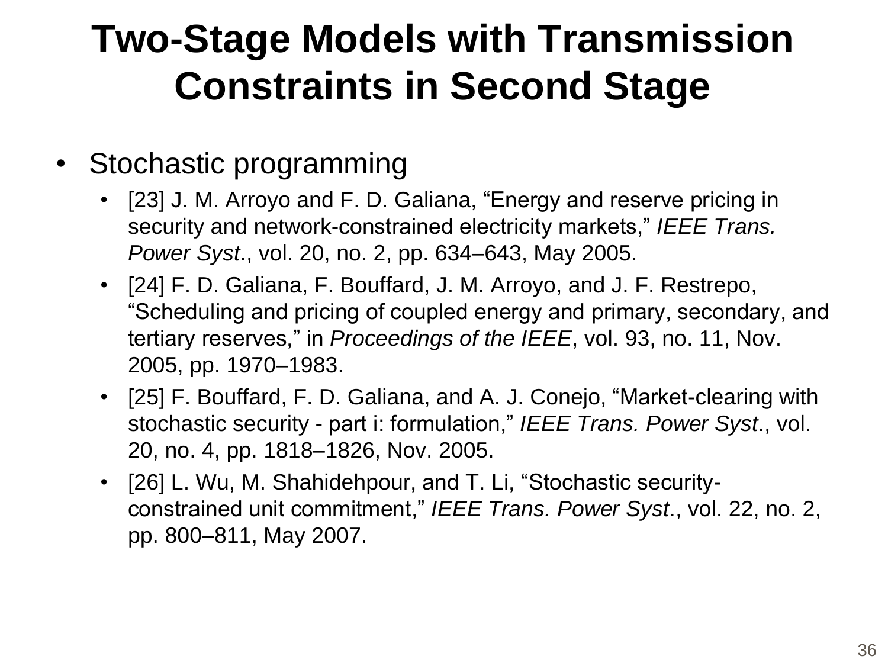# Two-Stage Models with Transmission Constraints in Second Stage

- Stochastic programming
  - [23] J. M. Arroyo and F. D. Galiana, "Energy and reserve pricing in security and network-constrained electricity markets," *IEEE Trans. Power Syst*., vol. 20, no. 2, pp. 634–643, May 2005.
  - [24] F. D. Galiana, F. Bouffard, J. M. Arroyo, and J. F. Restrepo, "Scheduling and pricing of coupled energy and primary, secondary, and tertiary reserves," in *Proceedings of the IEEE*, vol. 93, no. 11, Nov. 2005, pp. 1970–1983.
  - [25] F. Bouffard, F. D. Galiana, and A. J. Conejo, "Market-clearing with stochastic security - part i: formulation," *IEEE Trans. Power Syst*., vol. 20, no. 4, pp. 1818–1826, Nov. 2005.
  - [26] L. Wu, M. Shahidehpour, and T. Li, "Stochastic security-constrained unit commitment," *IEEE Trans. Power Syst*., vol. 22, no. 2, pp. 800–811, May 2007.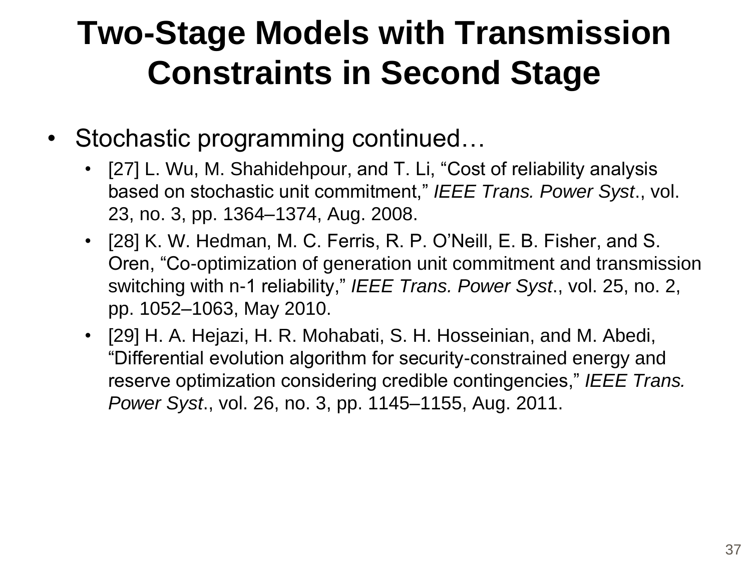# Two-Stage Models with Transmission Constraints in Second Stage

- Stochastic programming continued…
  - [27] L. Wu, M. Shahidehpour, and T. Li, "Cost of reliability analysis based on stochastic unit commitment," *IEEE Trans. Power Syst*., vol. 23, no. 3, pp. 1364–1374, Aug. 2008.
  - [28] K. W. Hedman, M. C. Ferris, R. P. O'Neill, E. B. Fisher, and S. Oren, "Co-optimization of generation unit commitment and transmission switching with n-1 reliability," *IEEE Trans. Power Syst*., vol. 25, no. 2, pp. 1052–1063, May 2010.
  - [29] H. A. Hejazi, H. R. Mohabati, S. H. Hosseinian, and M. Abedi, "Differential evolution algorithm for security-constrained energy and reserve optimization considering credible contingencies," *IEEE Trans. Power Syst*., vol. 26, no. 3, pp. 1145–1155, Aug. 2011.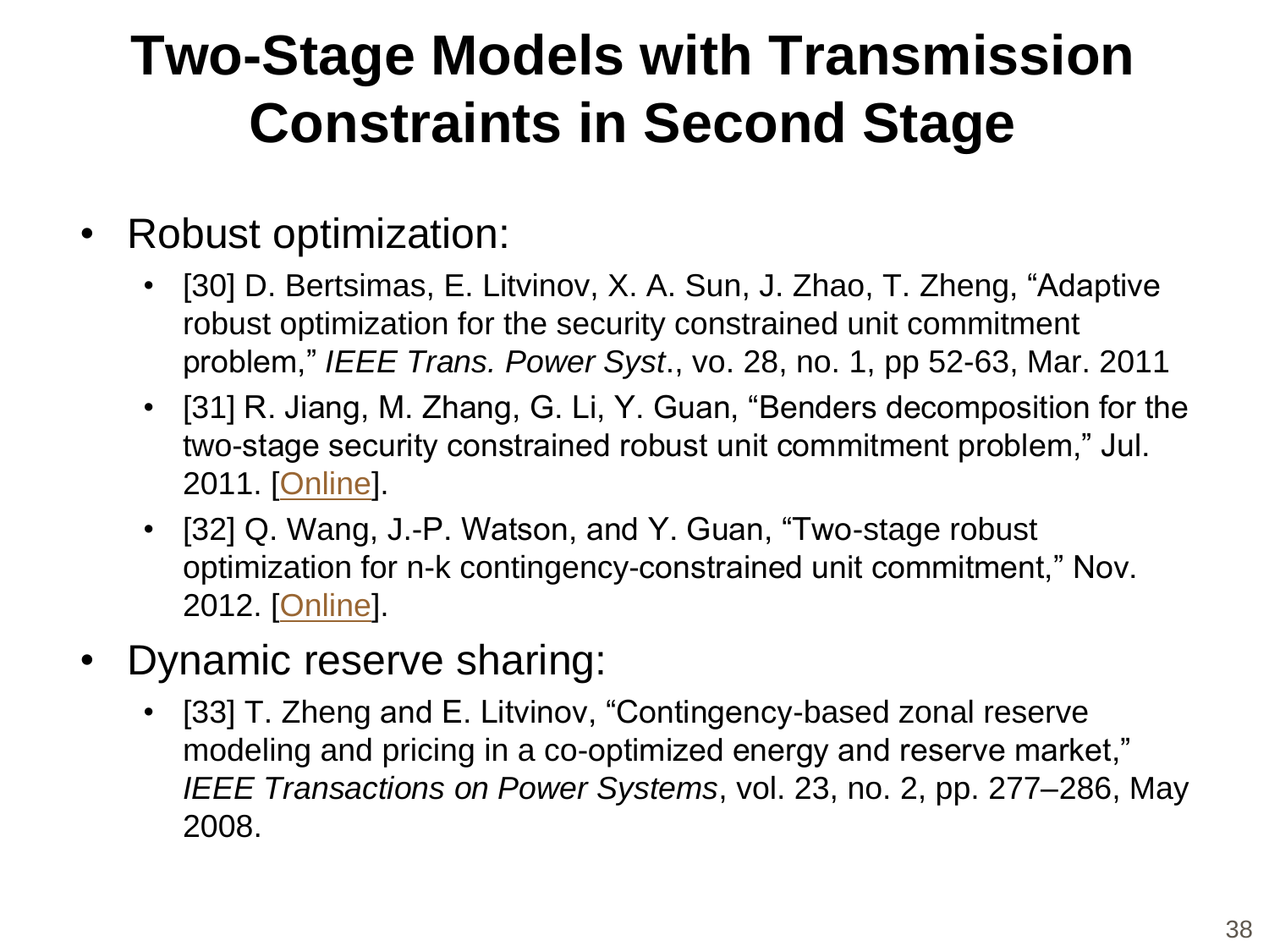# Two-Stage Models with Transmission Constraints in Second Stage

- Robust optimization:
  - [30] D. Bertsimas, E. Litvinov, X. A. Sun, J. Zhao, T. Zheng, "Adaptive robust optimization for the security constrained unit commitment problem," *IEEE Trans. Power Syst*., vo. 28, no. 1, pp 52-63, Mar. 2011
  - [31] R. Jiang, M. Zhang, G. Li, Y. Guan, "Benders decomposition for the two-stage security constrained robust unit commitment problem," Jul. 2011. [Online].
  - [32] Q. Wang, J.-P. Watson, and Y. Guan, "Two-stage robust optimization for n-k contingency-constrained unit commitment," Nov. 2012. [Online].
- Dynamic reserve sharing:
  - [33] T. Zheng and E. Litvinov, "Contingency-based zonal reserve modeling and pricing in a co-optimized energy and reserve market," *IEEE Transactions on Power Systems*, vol. 23, no. 2, pp. 277–286, May 2008.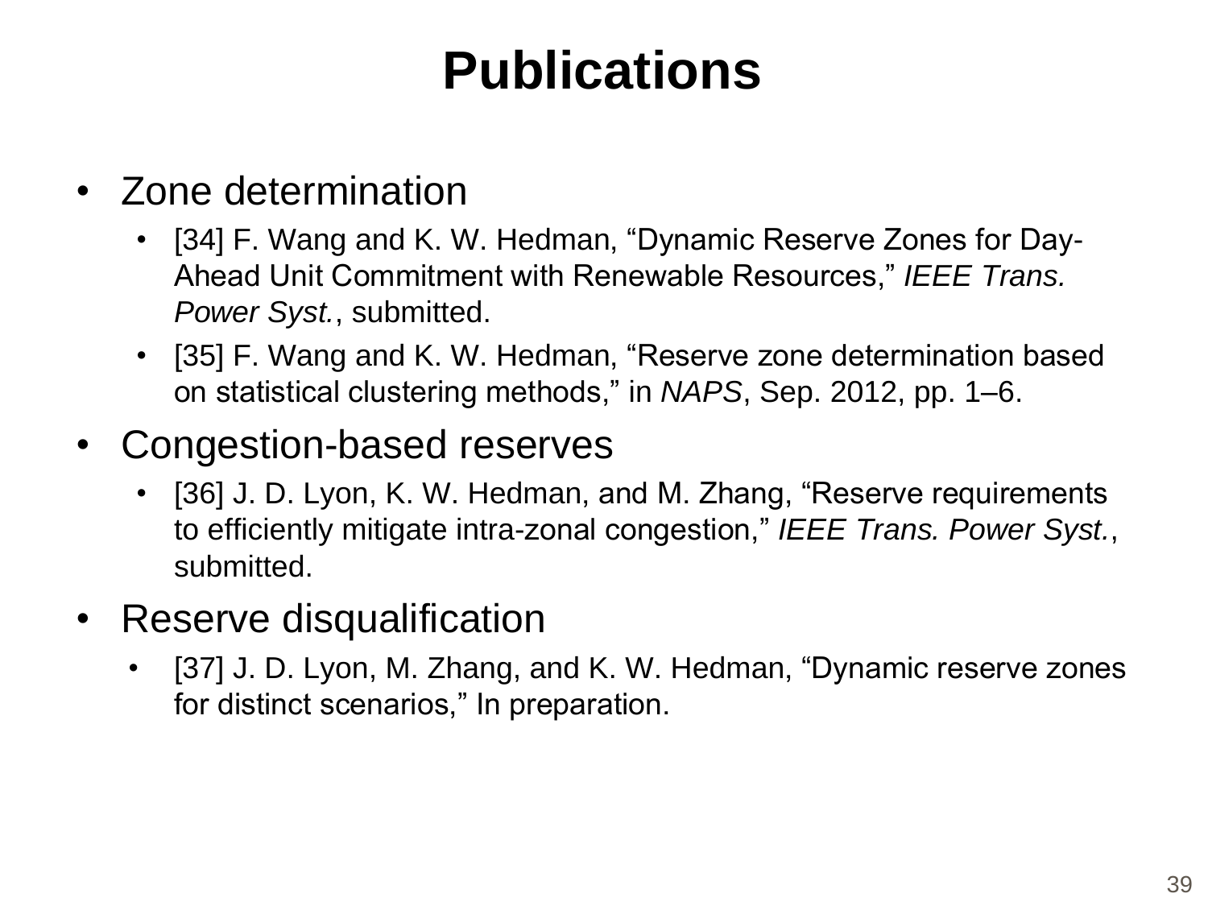# Publications

- Zone determination
  - [34] F. Wang and K. W. Hedman, "Dynamic Reserve Zones for Day-Ahead Unit Commitment with Renewable Resources," *IEEE Trans. Power Syst.*, submitted.
  - [35] F. Wang and K. W. Hedman, "Reserve zone determination based on statistical clustering methods," in *NAPS*, Sep. 2012, pp. 1–6.
- Congestion-based reserves
  - [36] J. D. Lyon, K. W. Hedman, and M. Zhang, "Reserve requirements to efficiently mitigate intra-zonal congestion," *IEEE Trans. Power Syst.*, submitted.
- Reserve disqualification
  - [37] J. D. Lyon, M. Zhang, and K. W. Hedman, "Dynamic reserve zones for distinct scenarios," In preparation.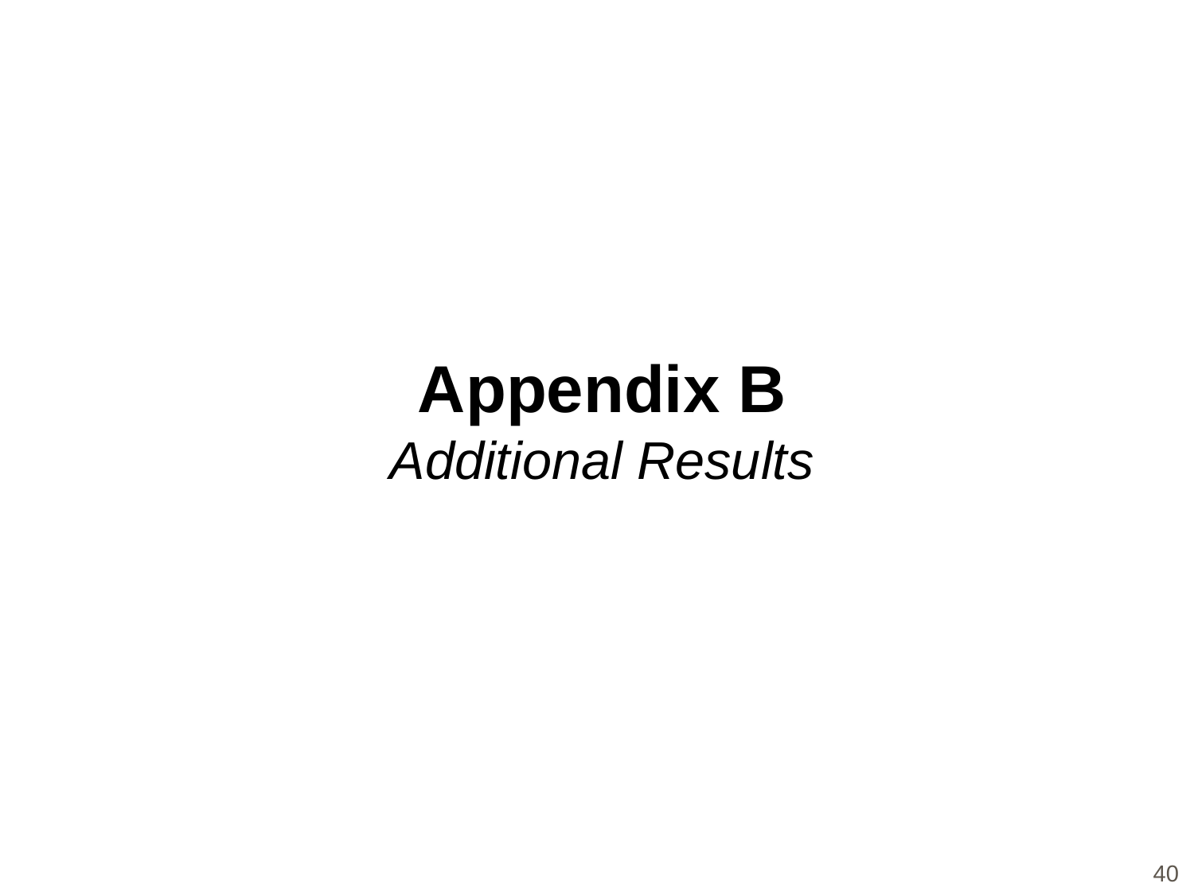# Appendix B

*Additional Results*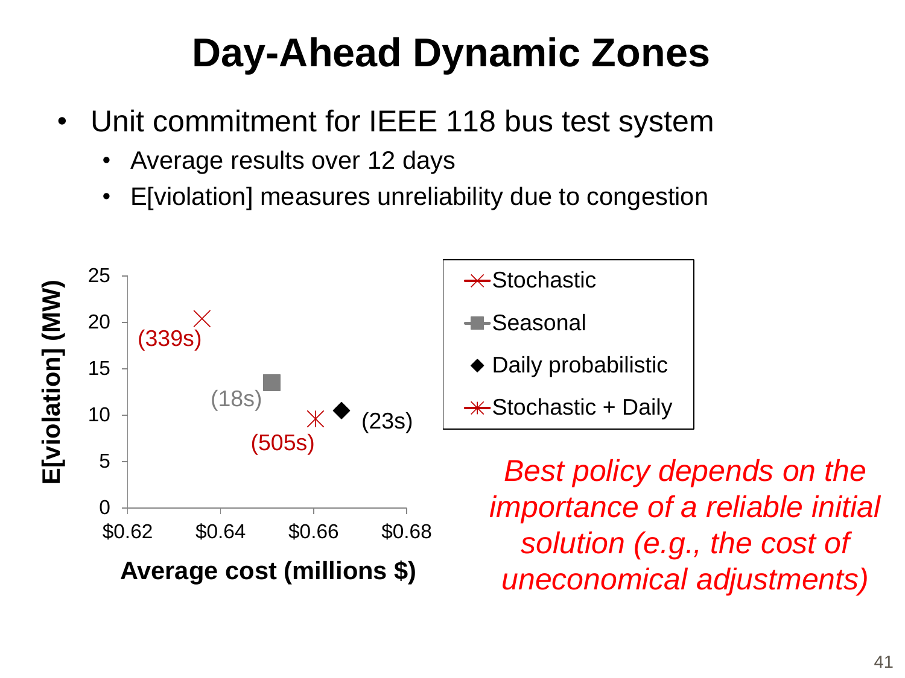# Day-Ahead Dynamic Zones

- Unit commitment for IEEE 118 bus test system
  - Average results over 12 days
  - E[violation] measures unreliability due to congestion

| Policy | Average cost (millions $) | E[violation] (MW) | Time |
|---|---|---|---|
| Stochastic | ~$0.636 | ~20.5 | 339s |
| Seasonal | ~$0.651 | ~13.5 | 18s |
| Daily probabilistic | ~$0.666 | ~10.5 | 23s |
| Stochastic + Daily | ~$0.660 | ~9.5 | 505s |

*Best policy depends on the importance of a reliable initial solution (e.g., the cost of uneconomical adjustments)*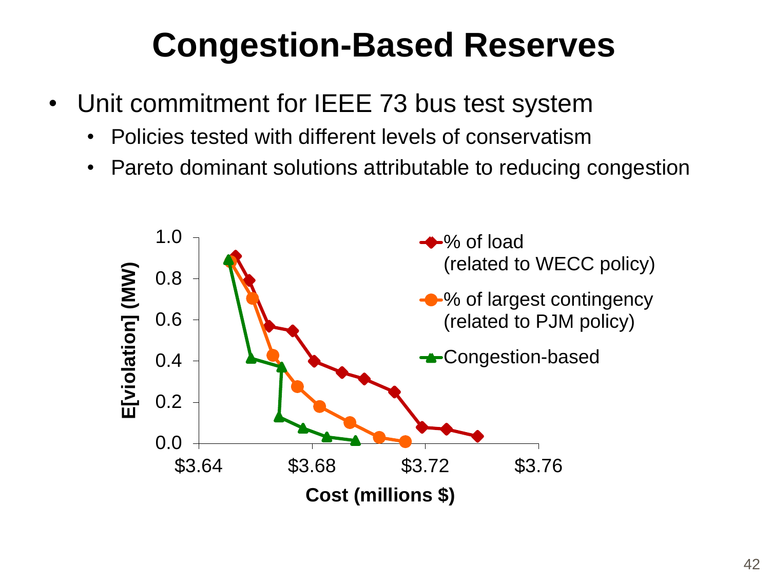# Congestion-Based Reserves

- Unit commitment for IEEE 73 bus test system
  - Policies tested with different levels of conservatism
  - Pareto dominant solutions attributable to reducing congestion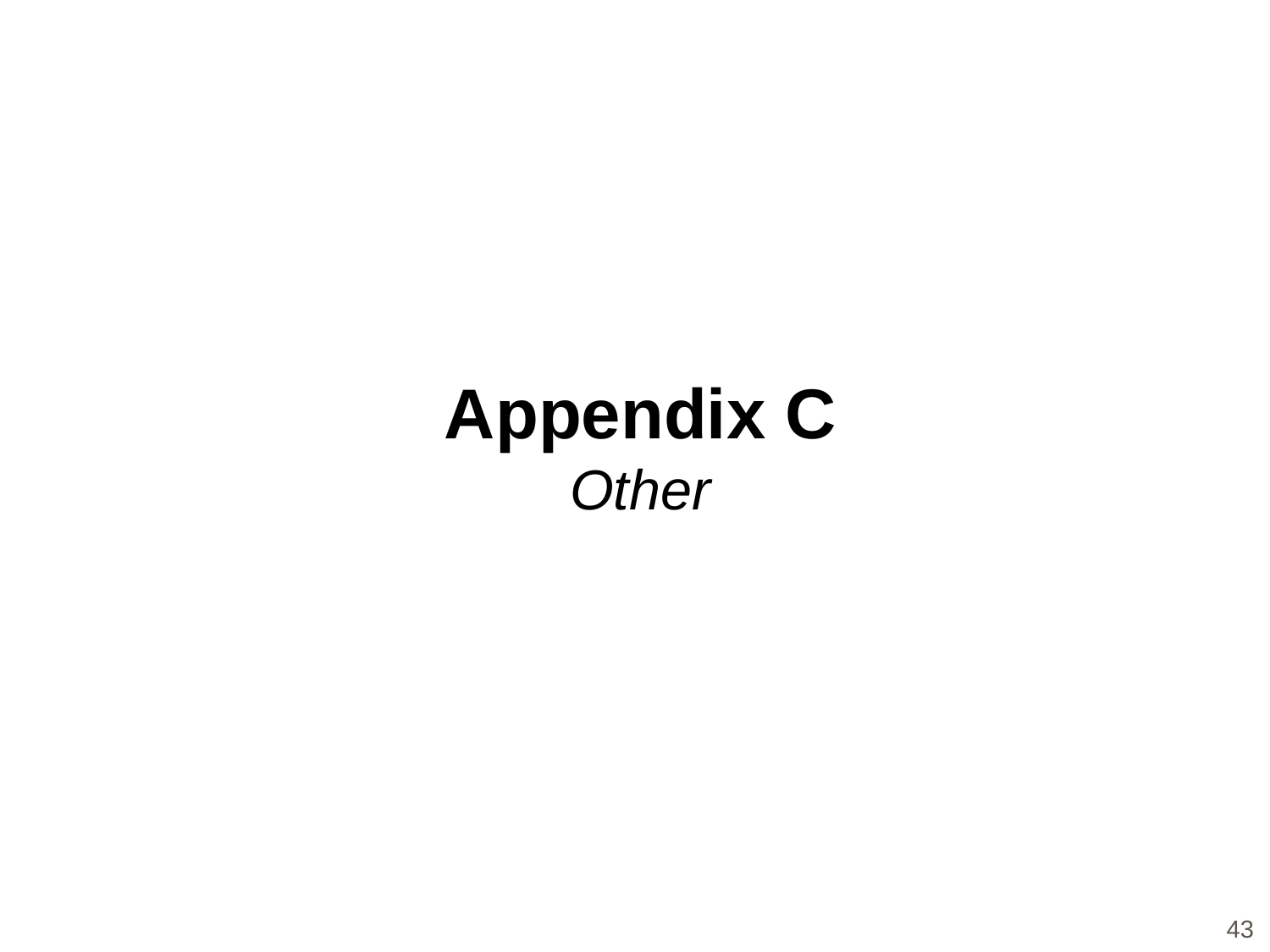# Appendix C

*Other*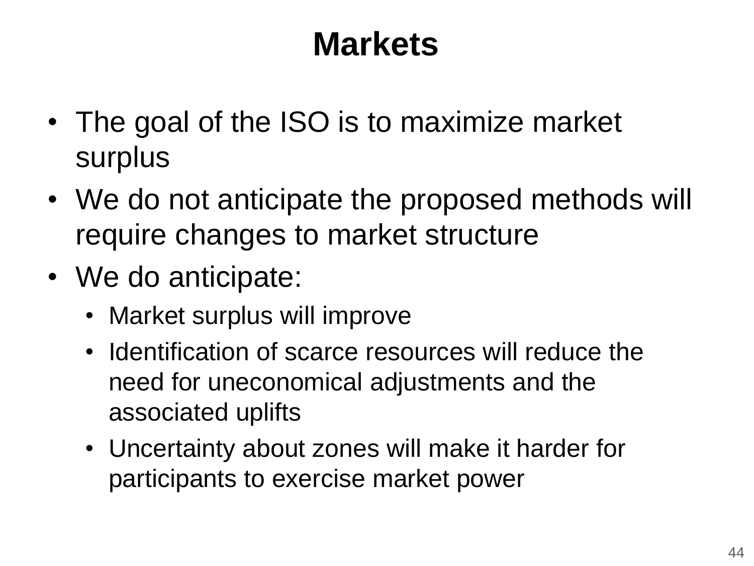# Markets

- The goal of the ISO is to maximize market surplus
- We do not anticipate the proposed methods will require changes to market structure
- We do anticipate:
  - Market surplus will improve
  - Identification of scarce resources will reduce the need for uneconomical adjustments and the associated uplifts
  - Uncertainty about zones will make it harder for participants to exercise market power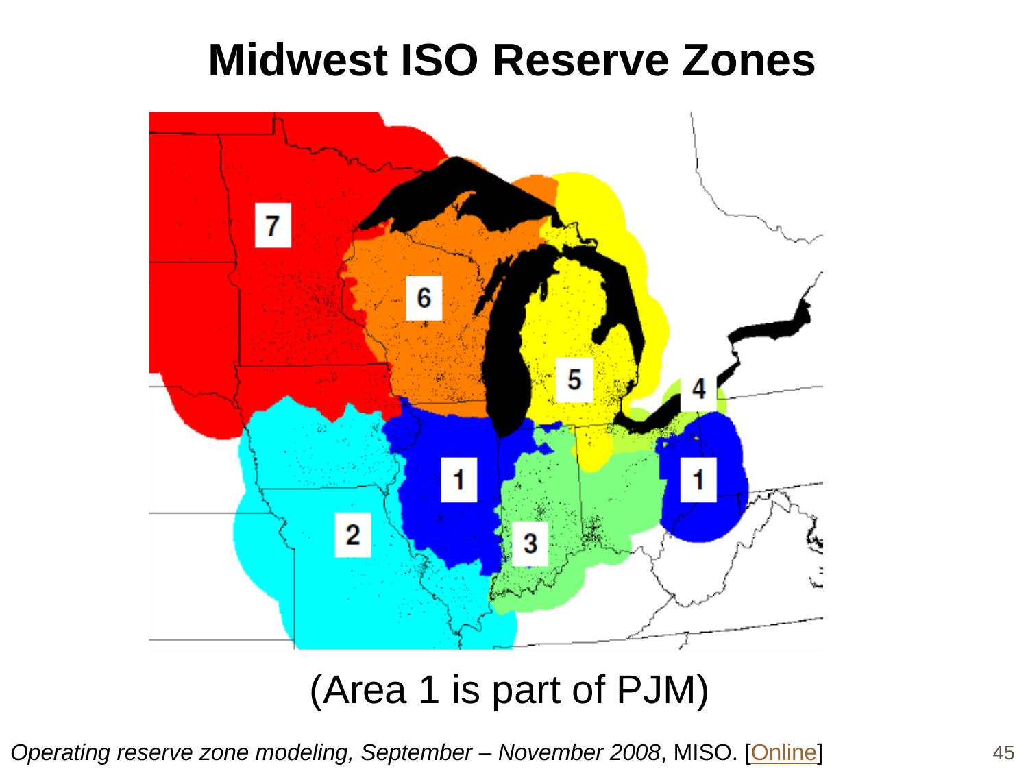# Midwest ISO Reserve Zones

(Area 1 is part of PJM)

*Operating reserve zone modeling, September – November 2008*, MISO. [Online]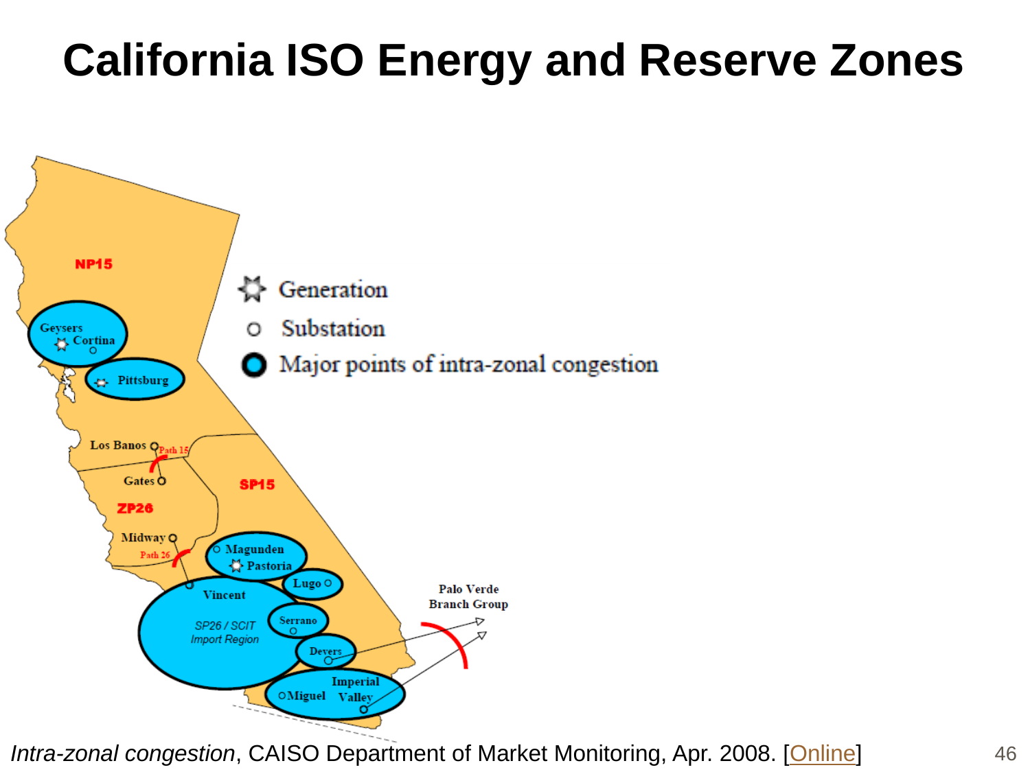# California ISO Energy and Reserve Zones

NP15

Geysers

Cortina

Pittsburg

Los Banos

Path 15

Gates

ZP26

SP15

Midway

Path 26

Magunden

Pastoria

Lugo

Vincent

SP26 / SCIT Import Region

Serrano

Devers

Imperial Valley

Miguel

Palo Verde Branch Group

Generation

Substation

Major points of intra-zonal congestion

*Intra-zonal congestion*, CAISO Department of Market Monitoring, Apr. 2008. [Online]